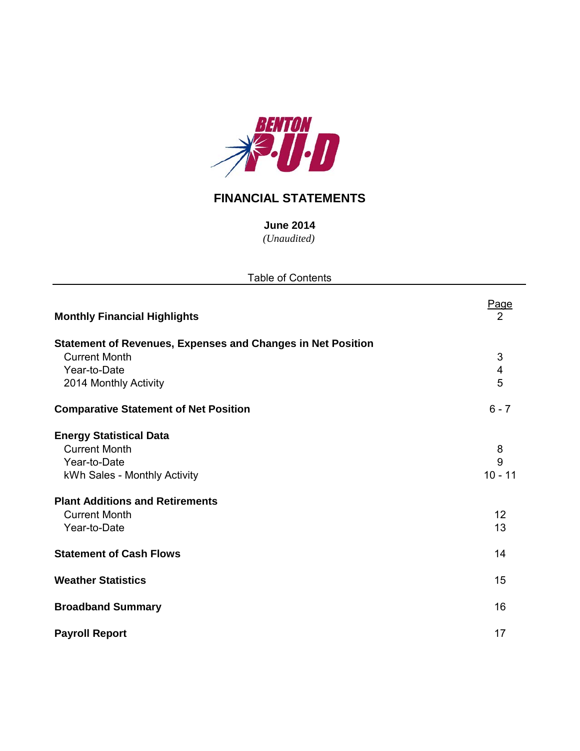# BENTON P·U·D

## FINANCIAL STATEMENTS

**June 2014**
*(Unaudited)*

Table of Contents

| | Page |
|---|---|
| **Monthly Financial Highlights** | 2 |
| **Statement of Revenues, Expenses and Changes in Net Position** | |
| Current Month | 3 |
| Year-to-Date | 4 |
| 2014 Monthly Activity | 5 |
| **Comparative Statement of Net Position** | 6 - 7 |
| **Energy Statistical Data** | |
| Current Month | 8 |
| Year-to-Date | 9 |
| kWh Sales - Monthly Activity | 10 - 11 |
| **Plant Additions and Retirements** | |
| Current Month | 12 |
| Year-to-Date | 13 |
| **Statement of Cash Flows** | 14 |
| **Weather Statistics** | 15 |
| **Broadband Summary** | 16 |
| **Payroll Report** | 17 |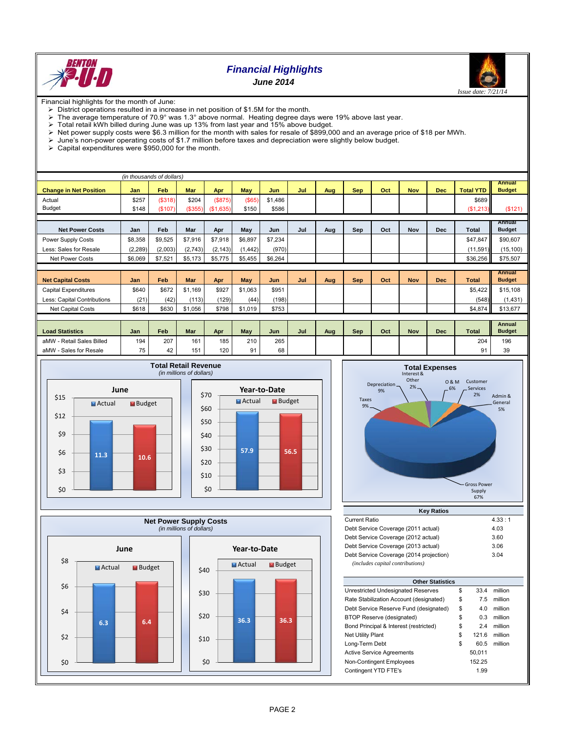# Financial Highlights

## June 2014

*Issue date: 7/21/14*

Financial highlights for the month of June:

- District operations resulted in a increase in net position of $1.5M for the month.
- The average temperature of 70.9° was 1.3° above normal. Heating degree days were 19% above last year.
- Total retail kWh billed during June was up 13% from last year and 15% above budget.
- Net power supply costs were $6.3 million for the month with sales for resale of $899,000 and an average price of $18 per MWh.
- June's non-power operating costs of $1.7 million before taxes and depreciation were slightly below budget.
- Capital expenditures were $950,000 for the month.

*(in thousands of dollars)*

| Change in Net Position | Jan | Feb | Mar | Apr | May | Jun | Jul | Aug | Sep | Oct | Nov | Dec | Total YTD | Annual Budget |
|---|---|---|---|---|---|---|---|---|---|---|---|---|---|---|
| Actual | $257 | ($318) | $204 | ($875) | ($65) | $1,486 | | | | | | | $689 | |
| Budget | $148 | ($107) | ($355) | ($1,635) | $150 | $586 | | | | | | | ($1,213) | ($121) |

| Net Power Costs | Jan | Feb | Mar | Apr | May | Jun | Jul | Aug | Sep | Oct | Nov | Dec | Total | Annual Budget |
|---|---|---|---|---|---|---|---|---|---|---|---|---|---|---|
| Power Supply Costs | $8,358 | $9,525 | $7,916 | $7,918 | $6,897 | $7,234 | | | | | | | $47,847 | $90,607 |
| Less: Sales for Resale | (2,289) | (2,003) | (2,743) | (2,143) | (1,442) | (970) | | | | | | | (11,591) | (15,100) |
| Net Power Costs | $6,069 | $7,521 | $5,173 | $5,775 | $5,455 | $6,264 | | | | | | | $36,256 | $75,507 |

| Net Capital Costs | Jan | Feb | Mar | Apr | May | Jun | Jul | Aug | Sep | Oct | Nov | Dec | Total | Annual Budget |
|---|---|---|---|---|---|---|---|---|---|---|---|---|---|---|
| Capital Expenditures | $640 | $672 | $1,169 | $927 | $1,063 | $951 | | | | | | | $5,422 | $15,108 |
| Less: Capital Contributions | (21) | (42) | (113) | (129) | (44) | (198) | | | | | | | (548) | (1,431) |
| Net Capital Costs | $618 | $630 | $1,056 | $798 | $1,019 | $753 | | | | | | | $4,874 | $13,677 |

| Load Statistics | Jan | Feb | Mar | Apr | May | Jun | Jul | Aug | Sep | Oct | Nov | Dec | Total | Annual Budget |
|---|---|---|---|---|---|---|---|---|---|---|---|---|---|---|
| aMW - Retail Sales Billed | 194 | 207 | 161 | 185 | 210 | 265 | | | | | | | 204 | 196 |
| aMW - Sales for Resale | 75 | 42 | 151 | 120 | 91 | 68 | | | | | | | 91 | 39 |

### Total Retail Revenue
*(in millions of dollars)*

| | Actual | Budget |
|---|---|---|
| June | 11.3 | 10.6 |
| Year-to-Date | 57.9 | 56.5 |

### Total Expenses

| Category | Percent |
|---|---|
| Gross Power Supply | 67% |
| Depreciation | 9% |
| Taxes | 9% |
| O & M | 6% |
| Admin & General | 5% |
| Interest & Other | 2% |
| Customer Services | 2% |

### Net Power Supply Costs
*(in millions of dollars)*

| | Actual | Budget |
|---|---|---|
| June | 6.3 | 6.4 |
| Year-to-Date | 36.3 | 36.3 |

### Key Ratios

| | |
|---|---|
| Current Ratio | 4.33 : 1 |
| Debt Service Coverage (2011 actual) | 4.03 |
| Debt Service Coverage (2012 actual) | 3.60 |
| Debt Service Coverage (2013 actual) | 3.06 |
| Debt Service Coverage (2014 projection) | 3.04 |

*(includes capital contributions)*

### Other Statistics

| | | | |
|---|---|---|---|
| Unrestricted Undesignated Reserves | $ | 33.4 | million |
| Rate Stabilization Account (designated) | $ | 7.5 | million |
| Debt Service Reserve Fund (designated) | $ | 4.0 | million |
| BTOP Reserve (designated) | $ | 0.3 | million |
| Bond Principal & Interest (restricted) | $ | 2.4 | million |
| Net Utility Plant | $ | 121.6 | million |
| Long-Term Debt | $ | 60.5 | million |
| Active Service Agreements | | 50,011 | |
| Non-Contingent Employees | | 152.25 | |
| Contingent YTD FTE's | | 1.99 | |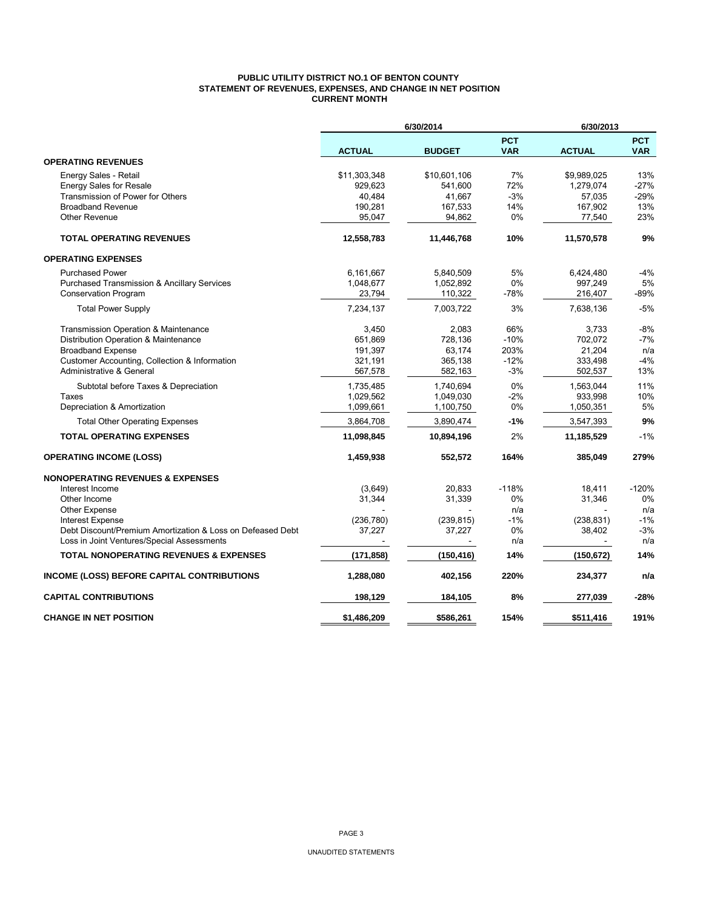# PUBLIC UTILITY DISTRICT NO.1 OF BENTON COUNTY
## STATEMENT OF REVENUES, EXPENSES, AND CHANGE IN NET POSITION
### CURRENT MONTH

| | 6/30/2014 | | | 6/30/2013 | |
|---|---|---|---|---|---|
| | **ACTUAL** | **BUDGET** | **PCT VAR** | **ACTUAL** | **PCT VAR** |
| **OPERATING REVENUES** | | | | | |
| Energy Sales - Retail | $11,303,348 | $10,601,106 | 7% | $9,989,025 | 13% |
| Energy Sales for Resale | 929,623 | 541,600 | 72% | 1,279,074 | -27% |
| Transmission of Power for Others | 40,484 | 41,667 | -3% | 57,035 | -29% |
| Broadband Revenue | 190,281 | 167,533 | 14% | 167,902 | 13% |
| Other Revenue | 95,047 | 94,862 | 0% | 77,540 | 23% |
| **TOTAL OPERATING REVENUES** | **12,558,783** | **11,446,768** | **10%** | **11,570,578** | **9%** |
| **OPERATING EXPENSES** | | | | | |
| Purchased Power | 6,161,667 | 5,840,509 | 5% | 6,424,480 | -4% |
| Purchased Transmission & Ancillary Services | 1,048,677 | 1,052,892 | 0% | 997,249 | 5% |
| Conservation Program | 23,794 | 110,322 | -78% | 216,407 | -89% |
| Total Power Supply | 7,234,137 | 7,003,722 | 3% | 7,638,136 | -5% |
| Transmission Operation & Maintenance | 3,450 | 2,083 | 66% | 3,733 | -8% |
| Distribution Operation & Maintenance | 651,869 | 728,136 | -10% | 702,072 | -7% |
| Broadband Expense | 191,397 | 63,174 | 203% | 21,204 | n/a |
| Customer Accounting, Collection & Information | 321,191 | 365,138 | -12% | 333,498 | -4% |
| Administrative & General | 567,578 | 582,163 | -3% | 502,537 | 13% |
| Subtotal before Taxes & Depreciation | 1,735,485 | 1,740,694 | 0% | 1,563,044 | 11% |
| Taxes | 1,029,562 | 1,049,030 | -2% | 933,998 | 10% |
| Depreciation & Amortization | 1,099,661 | 1,100,750 | 0% | 1,050,351 | 5% |
| Total Other Operating Expenses | 3,864,708 | 3,890,474 | **-1%** | 3,547,393 | **9%** |
| **TOTAL OPERATING EXPENSES** | **11,098,845** | **10,894,196** | 2% | **11,185,529** | -1% |
| **OPERATING INCOME (LOSS)** | **1,459,938** | **552,572** | **164%** | **385,049** | **279%** |
| **NONOPERATING REVENUES & EXPENSES** | | | | | |
| Interest Income | (3,649) | 20,833 | -118% | 18,411 | -120% |
| Other Income | 31,344 | 31,339 | 0% | 31,346 | 0% |
| Other Expense | - | - | n/a | - | n/a |
| Interest Expense | (236,780) | (239,815) | -1% | (238,831) | -1% |
| Debt Discount/Premium Amortization & Loss on Defeased Debt | 37,227 | 37,227 | 0% | 38,402 | -3% |
| Loss in Joint Ventures/Special Assessments | - | - | n/a | - | n/a |
| **TOTAL NONOPERATING REVENUES & EXPENSES** | **(171,858)** | **(150,416)** | **14%** | **(150,672)** | **14%** |
| **INCOME (LOSS) BEFORE CAPITAL CONTRIBUTIONS** | **1,288,080** | **402,156** | **220%** | **234,377** | **n/a** |
| **CAPITAL CONTRIBUTIONS** | **198,129** | **184,105** | **8%** | **277,039** | **-28%** |
| **CHANGE IN NET POSITION** | **$1,486,209** | **$586,261** | **154%** | **$511,416** | **191%** |

UNAUDITED STATEMENTS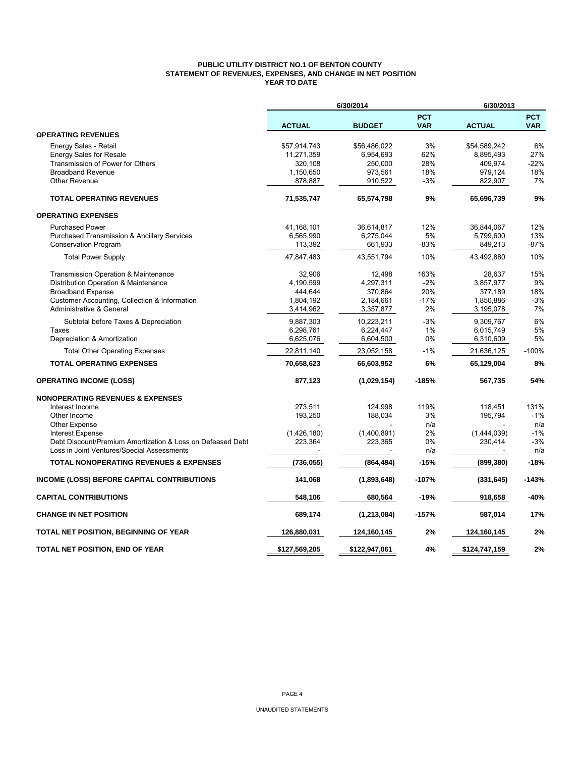**PUBLIC UTILITY DISTRICT NO.1 OF BENTON COUNTY**
**STATEMENT OF REVENUES, EXPENSES, AND CHANGE IN NET POSITION**
**YEAR TO DATE**

| | 6/30/2014 | | | 6/30/2013 | |
|---|---|---|---|---|---|
| | **ACTUAL** | **BUDGET** | **PCT VAR** | **ACTUAL** | **PCT VAR** |
| **OPERATING REVENUES** | | | | | |
| Energy Sales - Retail | $57,914,743 | $56,486,022 | 3% | $54,589,242 | 6% |
| Energy Sales for Resale | 11,271,359 | 6,954,693 | 62% | 8,895,493 | 27% |
| Transmission of Power for Others | 320,108 | 250,000 | 28% | 409,974 | -22% |
| Broadband Revenue | 1,150,650 | 973,561 | 18% | 979,124 | 18% |
| Other Revenue | 878,887 | 910,522 | -3% | 822,907 | 7% |
| **TOTAL OPERATING REVENUES** | **71,535,747** | **65,574,798** | **9%** | **65,696,739** | **9%** |
| **OPERATING EXPENSES** | | | | | |
| Purchased Power | 41,168,101 | 36,614,817 | 12% | 36,844,067 | 12% |
| Purchased Transmission & Ancillary Services | 6,565,990 | 6,275,044 | 5% | 5,799,600 | 13% |
| Conservation Program | 113,392 | 661,933 | -83% | 849,213 | -87% |
| Total Power Supply | 47,847,483 | 43,551,794 | 10% | 43,492,880 | 10% |
| Transmission Operation & Maintenance | 32,906 | 12,498 | 163% | 28,637 | 15% |
| Distribution Operation & Maintenance | 4,190,599 | 4,297,311 | -2% | 3,857,977 | 9% |
| Broadband Expense | 444,644 | 370,864 | 20% | 377,189 | 18% |
| Customer Accounting, Collection & Information | 1,804,192 | 2,184,661 | -17% | 1,850,886 | -3% |
| Administrative & General | 3,414,962 | 3,357,877 | 2% | 3,195,078 | 7% |
| Subtotal before Taxes & Depreciation | 9,887,303 | 10,223,211 | -3% | 9,309,767 | 6% |
| Taxes | 6,298,761 | 6,224,447 | 1% | 6,015,749 | 5% |
| Depreciation & Amortization | 6,625,076 | 6,604,500 | 0% | 6,310,609 | 5% |
| Total Other Operating Expenses | 22,811,140 | 23,052,158 | -1% | 21,636,125 | -100% |
| **TOTAL OPERATING EXPENSES** | **70,658,623** | **66,603,952** | **6%** | **65,129,004** | **8%** |
| **OPERATING INCOME (LOSS)** | **877,123** | **(1,029,154)** | **-185%** | **567,735** | **54%** |
| **NONOPERATING REVENUES & EXPENSES** | | | | | |
| Interest Income | 273,511 | 124,998 | 119% | 118,451 | 131% |
| Other Income | 193,250 | 188,034 | 3% | 195,794 | -1% |
| Other Expense | - | - | n/a | - | n/a |
| Interest Expense | (1,426,180) | (1,400,891) | 2% | (1,444,039) | -1% |
| Debt Discount/Premium Amortization & Loss on Defeased Debt | 223,364 | 223,365 | 0% | 230,414 | -3% |
| Loss in Joint Ventures/Special Assessments | - | - | n/a | - | n/a |
| **TOTAL NONOPERATING REVENUES & EXPENSES** | **(736,055)** | **(864,494)** | **-15%** | **(899,380)** | **-18%** |
| **INCOME (LOSS) BEFORE CAPITAL CONTRIBUTIONS** | **141,068** | **(1,893,648)** | **-107%** | **(331,645)** | **-143%** |
| **CAPITAL CONTRIBUTIONS** | **548,106** | **680,564** | **-19%** | **918,658** | **-40%** |
| **CHANGE IN NET POSITION** | **689,174** | **(1,213,084)** | **-157%** | **587,014** | **17%** |
| **TOTAL NET POSITION, BEGINNING OF YEAR** | **126,880,031** | **124,160,145** | **2%** | **124,160,145** | **2%** |
| **TOTAL NET POSITION, END OF YEAR** | **$127,569,205** | **$122,947,061** | **4%** | **$124,747,159** | **2%** |

UNAUDITED STATEMENTS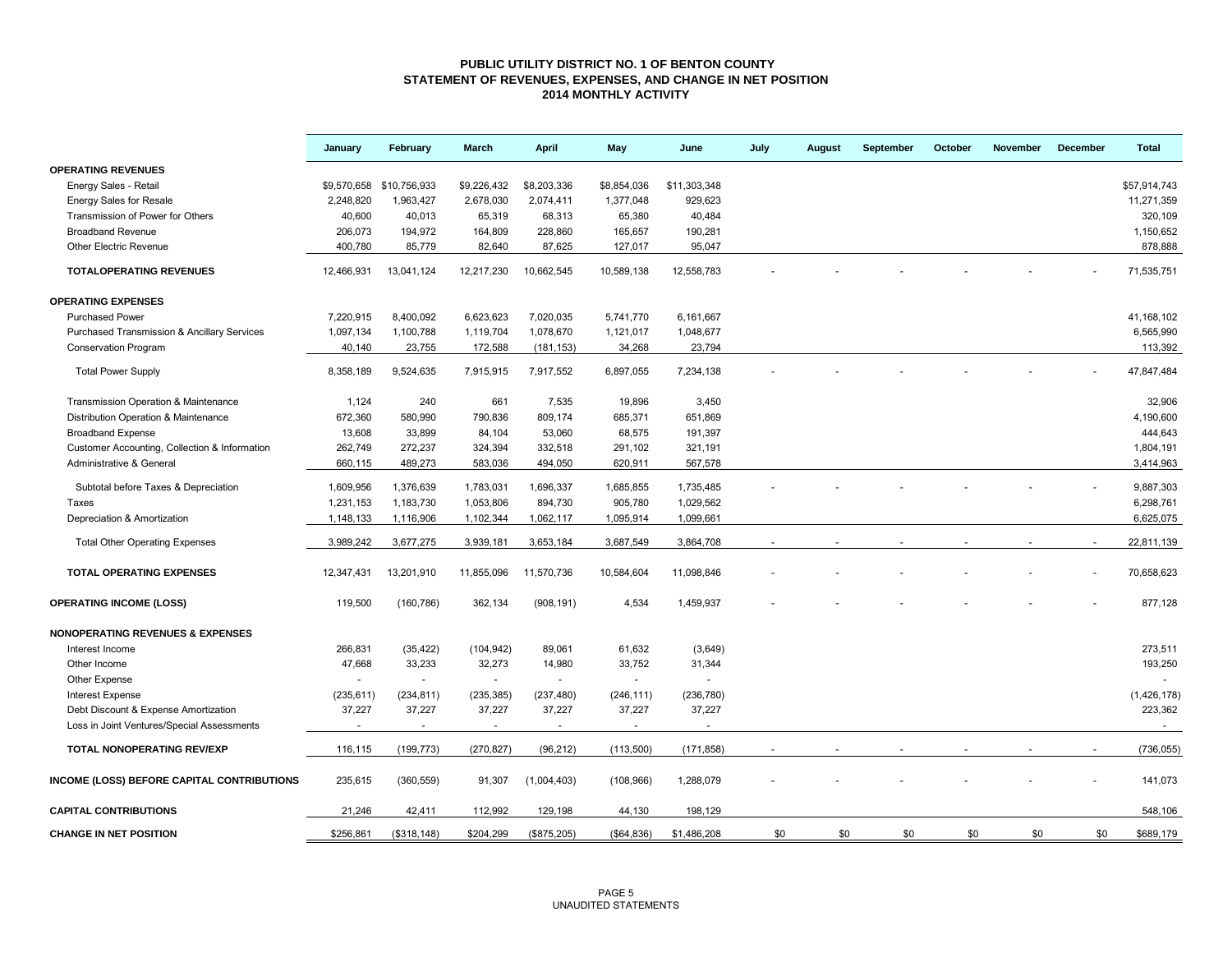# PUBLIC UTILITY DISTRICT NO. 1 OF BENTON COUNTY
## STATEMENT OF REVENUES, EXPENSES, AND CHANGE IN NET POSITION
## 2014 MONTHLY ACTIVITY

| | January | February | March | April | May | June | July | August | September | October | November | December | Total |
|---|---|---|---|---|---|---|---|---|---|---|---|---|---|
| **OPERATING REVENUES** | | | | | | | | | | | | | |
| Energy Sales - Retail | $9,570,658 | $10,756,933 | $9,226,432 | $8,203,336 | $8,854,036 | $11,303,348 | | | | | | | $57,914,743 |
| Energy Sales for Resale | 2,248,820 | 1,963,427 | 2,678,030 | 2,074,411 | 1,377,048 | 929,623 | | | | | | | 11,271,359 |
| Transmission of Power for Others | 40,600 | 40,013 | 65,319 | 68,313 | 65,380 | 40,484 | | | | | | | 320,109 |
| Broadband Revenue | 206,073 | 194,972 | 164,809 | 228,860 | 165,657 | 190,281 | | | | | | | 1,150,652 |
| Other Electric Revenue | 400,780 | 85,779 | 82,640 | 87,625 | 127,017 | 95,047 | | | | | | | 878,888 |
| **TOTALOPERATING REVENUES** | 12,466,931 | 13,041,124 | 12,217,230 | 10,662,545 | 10,589,138 | 12,558,783 | - | - | - | - | - | - | 71,535,751 |
| **OPERATING EXPENSES** | | | | | | | | | | | | | |
| Purchased Power | 7,220,915 | 8,400,092 | 6,623,623 | 7,020,035 | 5,741,770 | 6,161,667 | | | | | | | 41,168,102 |
| Purchased Transmission & Ancillary Services | 1,097,134 | 1,100,788 | 1,119,704 | 1,078,670 | 1,121,017 | 1,048,677 | | | | | | | 6,565,990 |
| Conservation Program | 40,140 | 23,755 | 172,588 | (181,153) | 34,268 | 23,794 | | | | | | | 113,392 |
| Total Power Supply | 8,358,189 | 9,524,635 | 7,915,915 | 7,917,552 | 6,897,055 | 7,234,138 | - | - | - | - | - | - | 47,847,484 |
| Transmission Operation & Maintenance | 1,124 | 240 | 661 | 7,535 | 19,896 | 3,450 | | | | | | | 32,906 |
| Distribution Operation & Maintenance | 672,360 | 580,990 | 790,836 | 809,174 | 685,371 | 651,869 | | | | | | | 4,190,600 |
| Broadband Expense | 13,608 | 33,899 | 84,104 | 53,060 | 68,575 | 191,397 | | | | | | | 444,643 |
| Customer Accounting, Collection & Information | 262,749 | 272,237 | 324,394 | 332,518 | 291,102 | 321,191 | | | | | | | 1,804,191 |
| Administrative & General | 660,115 | 489,273 | 583,036 | 494,050 | 620,911 | 567,578 | | | | | | | 3,414,963 |
| Subtotal before Taxes & Depreciation | 1,609,956 | 1,376,639 | 1,783,031 | 1,696,337 | 1,685,855 | 1,735,485 | - | - | - | - | - | - | 9,887,303 |
| Taxes | 1,231,153 | 1,183,730 | 1,053,806 | 894,730 | 905,780 | 1,029,562 | | | | | | | 6,298,761 |
| Depreciation & Amortization | 1,148,133 | 1,116,906 | 1,102,344 | 1,062,117 | 1,095,914 | 1,099,661 | | | | | | | 6,625,075 |
| Total Other Operating Expenses | 3,989,242 | 3,677,275 | 3,939,181 | 3,653,184 | 3,687,549 | 3,864,708 | - | - | - | - | - | - | 22,811,139 |
| **TOTAL OPERATING EXPENSES** | 12,347,431 | 13,201,910 | 11,855,096 | 11,570,736 | 10,584,604 | 11,098,846 | - | - | - | - | - | - | 70,658,623 |
| **OPERATING INCOME (LOSS)** | 119,500 | (160,786) | 362,134 | (908,191) | 4,534 | 1,459,937 | - | - | - | - | - | - | 877,128 |
| **NONOPERATING REVENUES & EXPENSES** | | | | | | | | | | | | | |
| Interest Income | 266,831 | (35,422) | (104,942) | 89,061 | 61,632 | (3,649) | | | | | | | 273,511 |
| Other Income | 47,668 | 33,233 | 32,273 | 14,980 | 33,752 | 31,344 | | | | | | | 193,250 |
| Other Expense | - | - | - | - | - | - | | | | | | | - |
| Interest Expense | (235,611) | (234,811) | (235,385) | (237,480) | (246,111) | (236,780) | | | | | | | (1,426,178) |
| Debt Discount & Expense Amortization | 37,227 | 37,227 | 37,227 | 37,227 | 37,227 | 37,227 | | | | | | | 223,362 |
| Loss in Joint Ventures/Special Assessments | - | - | - | - | - | - | | | | | | | - |
| **TOTAL NONOPERATING REV/EXP** | 116,115 | (199,773) | (270,827) | (96,212) | (113,500) | (171,858) | - | - | - | - | - | - | (736,055) |
| **INCOME (LOSS) BEFORE CAPITAL CONTRIBUTIONS** | 235,615 | (360,559) | 91,307 | (1,004,403) | (108,966) | 1,288,079 | - | - | - | - | - | - | 141,073 |
| **CAPITAL CONTRIBUTIONS** | 21,246 | 42,411 | 112,992 | 129,198 | 44,130 | 198,129 | | | | | | | 548,106 |
| **CHANGE IN NET POSITION** | $256,861 | ($318,148) | $204,299 | ($875,205) | ($64,836) | $1,486,208 | $0 | $0 | $0 | $0 | $0 | $0 | $689,179 |

UNAUDITED STATEMENTS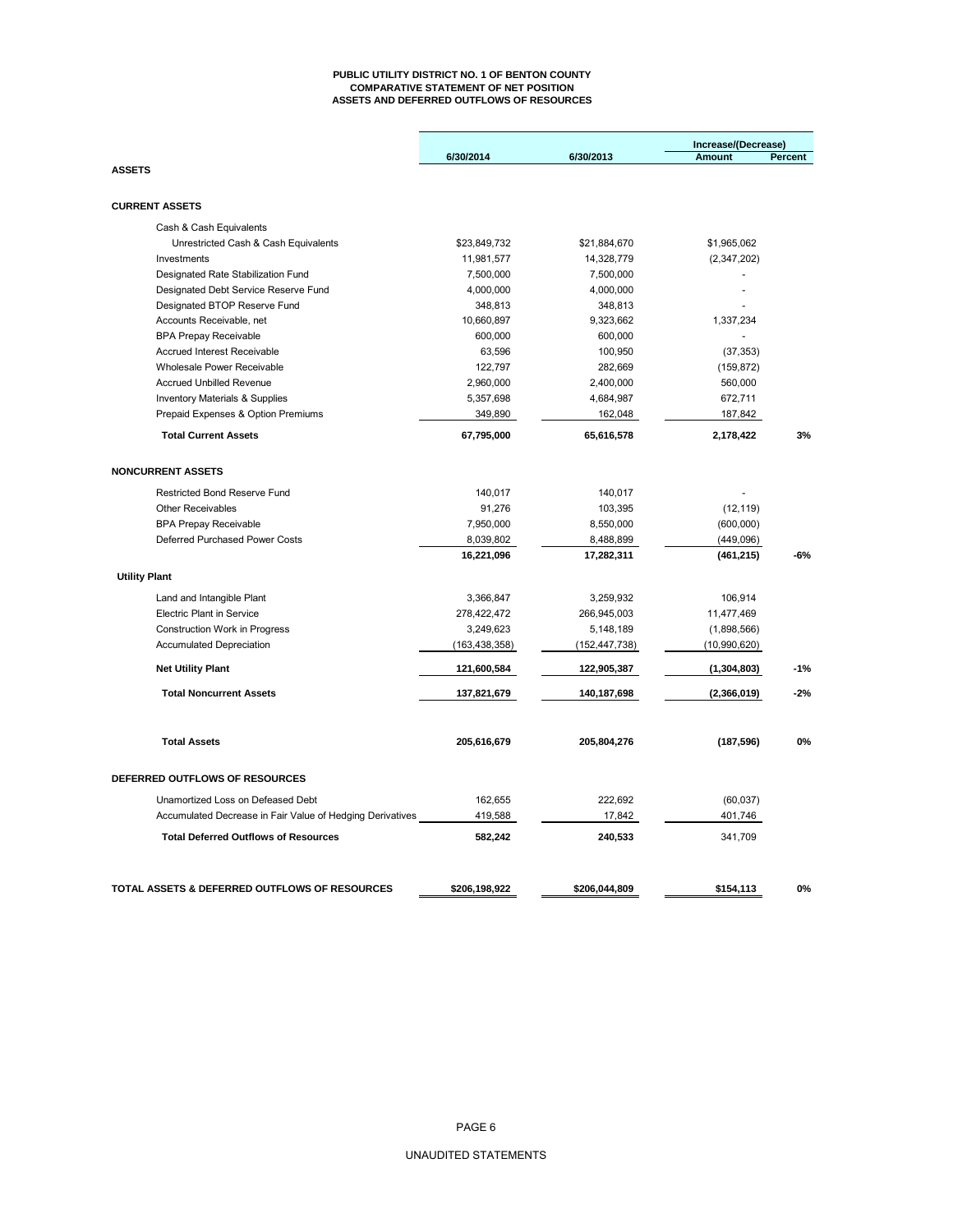# PUBLIC UTILITY DISTRICT NO. 1 OF BENTON COUNTY
## COMPARATIVE STATEMENT OF NET POSITION
## ASSETS AND DEFERRED OUTFLOWS OF RESOURCES

| | 6/30/2014 | 6/30/2013 | Increase/(Decrease) Amount | Percent |
|---|---|---|---|---|
| **ASSETS** | | | | |
| **CURRENT ASSETS** | | | | |
| Cash & Cash Equivalents | | | | |
| Unrestricted Cash & Cash Equivalents | $23,849,732 | $21,884,670 | $1,965,062 | |
| Investments | 11,981,577 | 14,328,779 | (2,347,202) | |
| Designated Rate Stabilization Fund | 7,500,000 | 7,500,000 | - | |
| Designated Debt Service Reserve Fund | 4,000,000 | 4,000,000 | - | |
| Designated BTOP Reserve Fund | 348,813 | 348,813 | - | |
| Accounts Receivable, net | 10,660,897 | 9,323,662 | 1,337,234 | |
| BPA Prepay Receivable | 600,000 | 600,000 | - | |
| Accrued Interest Receivable | 63,596 | 100,950 | (37,353) | |
| Wholesale Power Receivable | 122,797 | 282,669 | (159,872) | |
| Accrued Unbilled Revenue | 2,960,000 | 2,400,000 | 560,000 | |
| Inventory Materials & Supplies | 5,357,698 | 4,684,987 | 672,711 | |
| Prepaid Expenses & Option Premiums | 349,890 | 162,048 | 187,842 | |
| **Total Current Assets** | **67,795,000** | **65,616,578** | **2,178,422** | **3%** |
| **NONCURRENT ASSETS** | | | | |
| Restricted Bond Reserve Fund | 140,017 | 140,017 | - | |
| Other Receivables | 91,276 | 103,395 | (12,119) | |
| BPA Prepay Receivable | 7,950,000 | 8,550,000 | (600,000) | |
| Deferred Purchased Power Costs | 8,039,802 | 8,488,899 | (449,096) | |
| | **16,221,096** | **17,282,311** | **(461,215)** | **-6%** |
| **Utility Plant** | | | | |
| Land and Intangible Plant | 3,366,847 | 3,259,932 | 106,914 | |
| Electric Plant in Service | 278,422,472 | 266,945,003 | 11,477,469 | |
| Construction Work in Progress | 3,249,623 | 5,148,189 | (1,898,566) | |
| Accumulated Depreciation | (163,438,358) | (152,447,738) | (10,990,620) | |
| **Net Utility Plant** | **121,600,584** | **122,905,387** | **(1,304,803)** | **-1%** |
| **Total Noncurrent Assets** | **137,821,679** | **140,187,698** | **(2,366,019)** | **-2%** |
| **Total Assets** | **205,616,679** | **205,804,276** | **(187,596)** | **0%** |
| **DEFERRED OUTFLOWS OF RESOURCES** | | | | |
| Unamortized Loss on Defeased Debt | 162,655 | 222,692 | (60,037) | |
| Accumulated Decrease in Fair Value of Hedging Derivatives | 419,588 | 17,842 | 401,746 | |
| **Total Deferred Outflows of Resources** | **582,242** | **240,533** | 341,709 | |
| **TOTAL ASSETS & DEFERRED OUTFLOWS OF RESOURCES** | **$206,198,922** | **$206,044,809** | **$154,113** | **0%** |

UNAUDITED STATEMENTS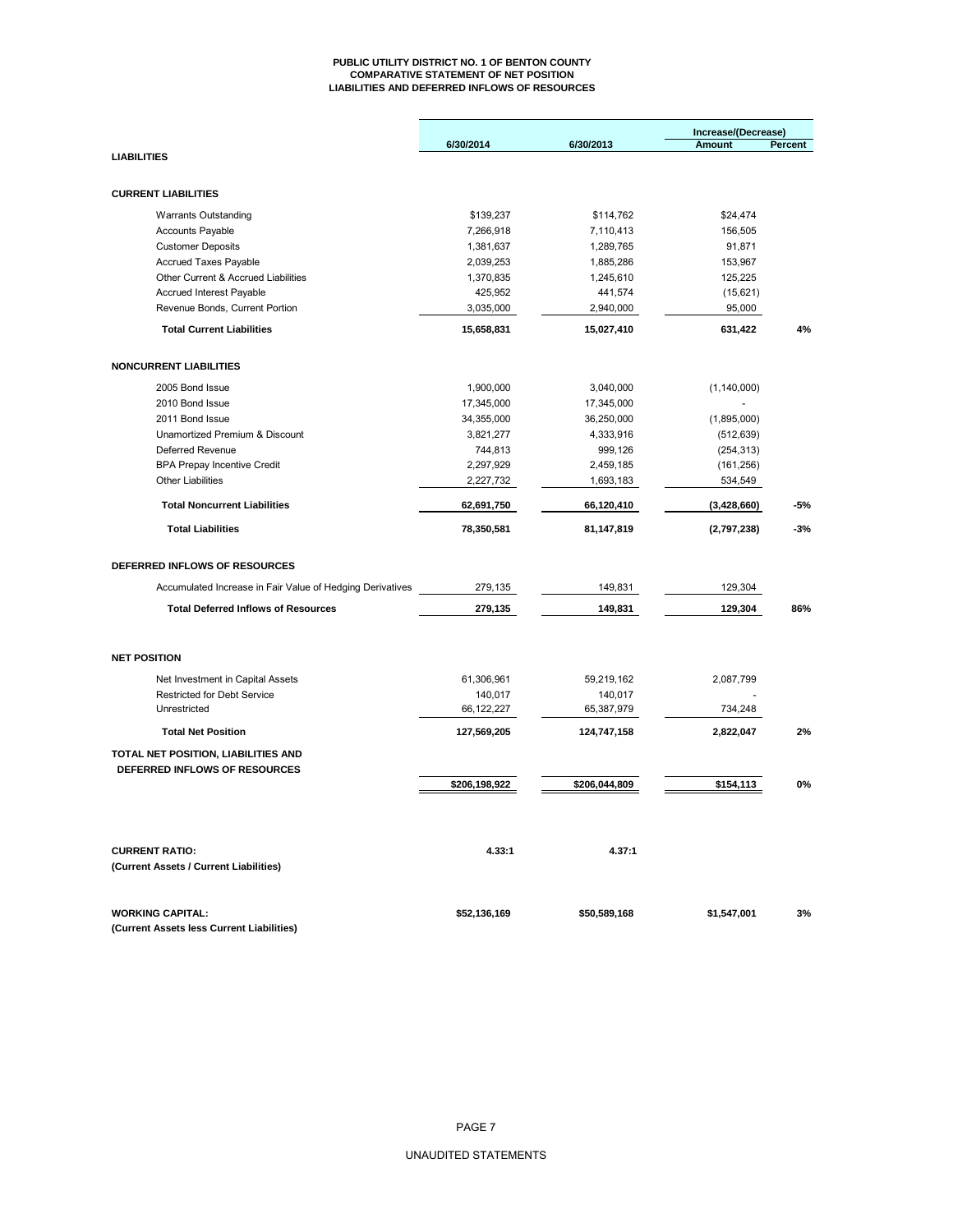**PUBLIC UTILITY DISTRICT NO. 1 OF BENTON COUNTY**
**COMPARATIVE STATEMENT OF NET POSITION**
**LIABILITIES AND DEFERRED INFLOWS OF RESOURCES**

| | 6/30/2014 | 6/30/2013 | Increase/(Decrease) Amount | Percent |
|---|---|---|---|---|
| **LIABILITIES** | | | | |
| **CURRENT LIABILITIES** | | | | |
| Warrants Outstanding | \$139,237 | \$114,762 | \$24,474 | |
| Accounts Payable | 7,266,918 | 7,110,413 | 156,505 | |
| Customer Deposits | 1,381,637 | 1,289,765 | 91,871 | |
| Accrued Taxes Payable | 2,039,253 | 1,885,286 | 153,967 | |
| Other Current & Accrued Liabilities | 1,370,835 | 1,245,610 | 125,225 | |
| Accrued Interest Payable | 425,952 | 441,574 | (15,621) | |
| Revenue Bonds, Current Portion | 3,035,000 | 2,940,000 | 95,000 | |
| **Total Current Liabilities** | **15,658,831** | **15,027,410** | **631,422** | **4%** |
| **NONCURRENT LIABILITIES** | | | | |
| 2005 Bond Issue | 1,900,000 | 3,040,000 | (1,140,000) | |
| 2010 Bond Issue | 17,345,000 | 17,345,000 | - | |
| 2011 Bond Issue | 34,355,000 | 36,250,000 | (1,895,000) | |
| Unamortized Premium & Discount | 3,821,277 | 4,333,916 | (512,639) | |
| Deferred Revenue | 744,813 | 999,126 | (254,313) | |
| BPA Prepay Incentive Credit | 2,297,929 | 2,459,185 | (161,256) | |
| Other Liabilities | 2,227,732 | 1,693,183 | 534,549 | |
| **Total Noncurrent Liabilities** | **62,691,750** | **66,120,410** | **(3,428,660)** | **-5%** |
| **Total Liabilities** | **78,350,581** | **81,147,819** | **(2,797,238)** | **-3%** |
| **DEFERRED INFLOWS OF RESOURCES** | | | | |
| Accumulated Increase in Fair Value of Hedging Derivatives | 279,135 | 149,831 | 129,304 | |
| **Total Deferred Inflows of Resources** | **279,135** | **149,831** | **129,304** | **86%** |
| **NET POSITION** | | | | |
| Net Investment in Capital Assets | 61,306,961 | 59,219,162 | 2,087,799 | |
| Restricted for Debt Service | 140,017 | 140,017 | - | |
| Unrestricted | 66,122,227 | 65,387,979 | 734,248 | |
| **Total Net Position** | **127,569,205** | **124,747,158** | **2,822,047** | **2%** |
| **TOTAL NET POSITION, LIABILITIES AND DEFERRED INFLOWS OF RESOURCES** | **\$206,198,922** | **\$206,044,809** | **\$154,113** | **0%** |
| **CURRENT RATIO:** **(Current Assets / Current Liabilities)** | **4.33:1** | **4.37:1** | | |
| **WORKING CAPITAL:** **(Current Assets less Current Liabilities)** | **\$52,136,169** | **\$50,589,168** | **\$1,547,001** | **3%** |

UNAUDITED STATEMENTS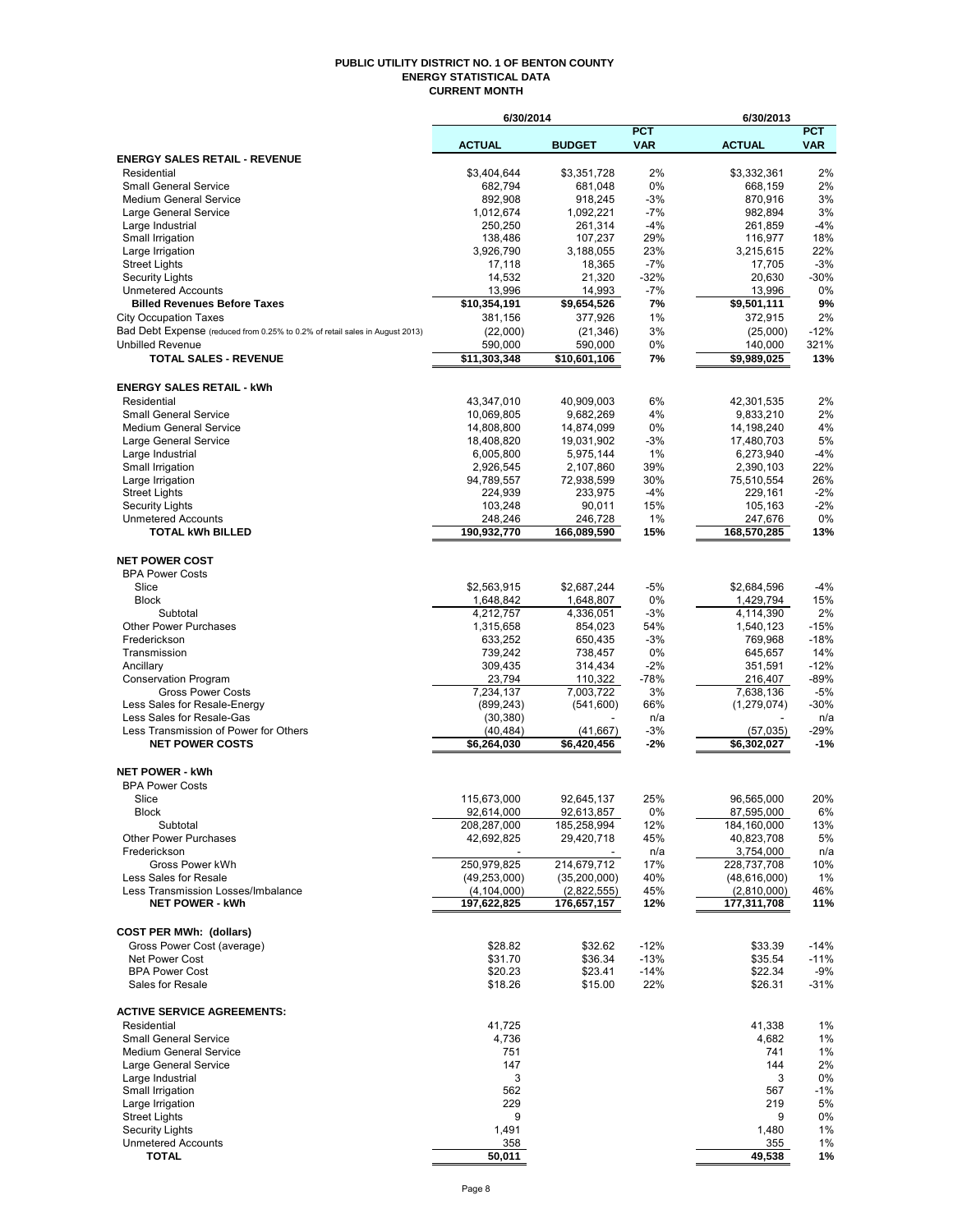# PUBLIC UTILITY DISTRICT NO. 1 OF BENTON COUNTY
## ENERGY STATISTICAL DATA
### CURRENT MONTH

| | 6/30/2014 | | | 6/30/2013 | |
|---|---|---|---|---|---|
| | ACTUAL | BUDGET | PCT VAR | ACTUAL | PCT VAR |
| **ENERGY SALES RETAIL - REVENUE** | | | | | |
| Residential | $3,404,644 | $3,351,728 | 2% | $3,332,361 | 2% |
| Small General Service | 682,794 | 681,048 | 0% | 668,159 | 2% |
| Medium General Service | 892,908 | 918,245 | -3% | 870,916 | 3% |
| Large General Service | 1,012,674 | 1,092,221 | -7% | 982,894 | 3% |
| Large Industrial | 250,250 | 261,314 | -4% | 261,859 | -4% |
| Small Irrigation | 138,486 | 107,237 | 29% | 116,977 | 18% |
| Large Irrigation | 3,926,790 | 3,188,055 | 23% | 3,215,615 | 22% |
| Street Lights | 17,118 | 18,365 | -7% | 17,705 | -3% |
| Security Lights | 14,532 | 21,320 | -32% | 20,630 | -30% |
| Unmetered Accounts | 13,996 | 14,993 | -7% | 13,996 | 0% |
| **Billed Revenues Before Taxes** | **$10,354,191** | **$9,654,526** | **7%** | **$9,501,111** | **9%** |
| City Occupation Taxes | 381,156 | 377,926 | 1% | 372,915 | 2% |
| Bad Debt Expense (reduced from 0.25% to 0.2% of retail sales in August 2013) | (22,000) | (21,346) | 3% | (25,000) | -12% |
| Unbilled Revenue | 590,000 | 590,000 | 0% | 140,000 | 321% |
| **TOTAL SALES - REVENUE** | **$11,303,348** | **$10,601,106** | **7%** | **$9,989,025** | **13%** |
| | | | | | |
| **ENERGY SALES RETAIL - kWh** | | | | | |
| Residential | 43,347,010 | 40,909,003 | 6% | 42,301,535 | 2% |
| Small General Service | 10,069,805 | 9,682,269 | 4% | 9,833,210 | 2% |
| Medium General Service | 14,808,800 | 14,874,099 | 0% | 14,198,240 | 4% |
| Large General Service | 18,408,820 | 19,031,902 | -3% | 17,480,703 | 5% |
| Large Industrial | 6,005,800 | 5,975,144 | 1% | 6,273,940 | -4% |
| Small Irrigation | 2,926,545 | 2,107,860 | 39% | 2,390,103 | 22% |
| Large Irrigation | 94,789,557 | 72,938,599 | 30% | 75,510,554 | 26% |
| Street Lights | 224,939 | 233,975 | -4% | 229,161 | -2% |
| Security Lights | 103,248 | 90,011 | 15% | 105,163 | -2% |
| Unmetered Accounts | 248,246 | 246,728 | 1% | 247,676 | 0% |
| **TOTAL kWh BILLED** | **190,932,770** | **166,089,590** | **15%** | **168,570,285** | **13%** |
| | | | | | |
| **NET POWER COST** | | | | | |
| BPA Power Costs | | | | | |
| Slice | $2,563,915 | $2,687,244 | -5% | $2,684,596 | -4% |
| Block | 1,648,842 | 1,648,807 | 0% | 1,429,794 | 15% |
| Subtotal | 4,212,757 | 4,336,051 | -3% | 4,114,390 | 2% |
| Other Power Purchases | 1,315,658 | 854,023 | 54% | 1,540,123 | -15% |
| Frederickson | 633,252 | 650,435 | -3% | 769,968 | -18% |
| Transmission | 739,242 | 738,457 | 0% | 645,657 | 14% |
| Ancillary | 309,435 | 314,434 | -2% | 351,591 | -12% |
| Conservation Program | 23,794 | 110,322 | -78% | 216,407 | -89% |
| Gross Power Costs | 7,234,137 | 7,003,722 | 3% | 7,638,136 | -5% |
| Less Sales for Resale-Energy | (899,243) | (541,600) | 66% | (1,279,074) | -30% |
| Less Sales for Resale-Gas | (30,380) | - | n/a | - | n/a |
| Less Transmission of Power for Others | (40,484) | (41,667) | -3% | (57,035) | -29% |
| **NET POWER COSTS** | **$6,264,030** | **$6,420,456** | **-2%** | **$6,302,027** | **-1%** |
| | | | | | |
| **NET POWER - kWh** | | | | | |
| BPA Power Costs | | | | | |
| Slice | 115,673,000 | 92,645,137 | 25% | 96,565,000 | 20% |
| Block | 92,614,000 | 92,613,857 | 0% | 87,595,000 | 6% |
| Subtotal | 208,287,000 | 185,258,994 | 12% | 184,160,000 | 13% |
| Other Power Purchases | 42,692,825 | 29,420,718 | 45% | 40,823,708 | 5% |
| Frederickson | - | - | n/a | 3,754,000 | n/a |
| Gross Power kWh | 250,979,825 | 214,679,712 | 17% | 228,737,708 | 10% |
| Less Sales for Resale | (49,253,000) | (35,200,000) | 40% | (48,616,000) | 1% |
| Less Transmission Losses/Imbalance | (4,104,000) | (2,822,555) | 45% | (2,810,000) | 46% |
| **NET POWER - kWh** | **197,622,825** | **176,657,157** | **12%** | **177,311,708** | **11%** |
| | | | | | |
| **COST PER MWh: (dollars)** | | | | | |
| Gross Power Cost (average) | $28.82 | $32.62 | -12% | $33.39 | -14% |
| Net Power Cost | $31.70 | $36.34 | -13% | $35.54 | -11% |
| BPA Power Cost | $20.23 | $23.41 | -14% | $22.34 | -9% |
| Sales for Resale | $18.26 | $15.00 | 22% | $26.31 | -31% |
| | | | | | |
| **ACTIVE SERVICE AGREEMENTS:** | | | | | |
| Residential | 41,725 | | | 41,338 | 1% |
| Small General Service | 4,736 | | | 4,682 | 1% |
| Medium General Service | 751 | | | 741 | 1% |
| Large General Service | 147 | | | 144 | 2% |
| Large Industrial | 3 | | | 3 | 0% |
| Small Irrigation | 562 | | | 567 | -1% |
| Large Irrigation | 229 | | | 219 | 5% |
| Street Lights | 9 | | | 9 | 0% |
| Security Lights | 1,491 | | | 1,480 | 1% |
| Unmetered Accounts | 358 | | | 355 | 1% |
| **TOTAL** | **50,011** | | | **49,538** | **1%** |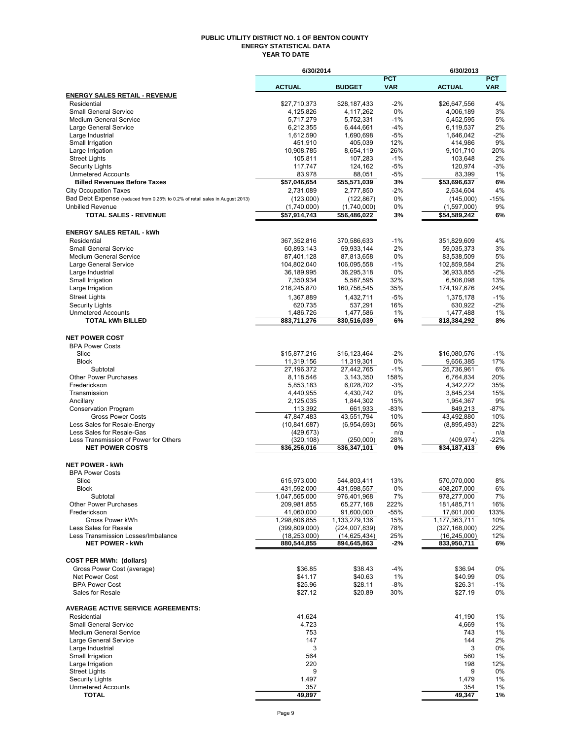# PUBLIC UTILITY DISTRICT NO. 1 OF BENTON COUNTY
## ENERGY STATISTICAL DATA
## YEAR TO DATE

| | 6/30/2014 | | | 6/30/2013 | |
|---|---|---|---|---|---|
| | ACTUAL | BUDGET | PCT VAR | ACTUAL | PCT VAR |
| **ENERGY SALES RETAIL - REVENUE** | | | | | |
| Residential | $27,710,373 | $28,187,433 | -2% | $26,647,556 | 4% |
| Small General Service | 4,125,826 | 4,117,262 | 0% | 4,006,189 | 3% |
| Medium General Service | 5,717,279 | 5,752,331 | -1% | 5,452,595 | 5% |
| Large General Service | 6,212,355 | 6,444,661 | -4% | 6,119,537 | 2% |
| Large Industrial | 1,612,590 | 1,690,698 | -5% | 1,646,042 | -2% |
| Small Irrigation | 451,910 | 405,039 | 12% | 414,986 | 9% |
| Large Irrigation | 10,908,785 | 8,654,119 | 26% | 9,101,710 | 20% |
| Street Lights | 105,811 | 107,283 | -1% | 103,648 | 2% |
| Security Lights | 117,747 | 124,162 | -5% | 120,974 | -3% |
| Unmetered Accounts | 83,978 | 88,051 | -5% | 83,399 | 1% |
| **Billed Revenues Before Taxes** | **$57,046,654** | **$55,571,039** | **3%** | **$53,696,637** | **6%** |
| City Occupation Taxes | 2,731,089 | 2,777,850 | -2% | 2,634,604 | 4% |
| Bad Debt Expense (reduced from 0.25% to 0.2% of retail sales in August 2013) | (123,000) | (122,867) | 0% | (145,000) | -15% |
| Unbilled Revenue | (1,740,000) | (1,740,000) | 0% | (1,597,000) | 9% |
| **TOTAL SALES - REVENUE** | **$57,914,743** | **$56,486,022** | **3%** | **$54,589,242** | **6%** |
| **ENERGY SALES RETAIL - kWh** | | | | | |
| Residential | 367,352,816 | 370,586,633 | -1% | 351,829,609 | 4% |
| Small General Service | 60,893,143 | 59,933,144 | 2% | 59,035,373 | 3% |
| Medium General Service | 87,401,128 | 87,813,658 | 0% | 83,538,509 | 5% |
| Large General Service | 104,802,040 | 106,095,558 | -1% | 102,859,584 | 2% |
| Large Industrial | 36,189,995 | 36,295,318 | 0% | 36,933,855 | -2% |
| Small Irrigation | 7,350,934 | 5,587,595 | 32% | 6,506,098 | 13% |
| Large Irrigation | 216,245,870 | 160,756,545 | 35% | 174,197,676 | 24% |
| Street Lights | 1,367,889 | 1,432,711 | -5% | 1,375,178 | -1% |
| Security Lights | 620,735 | 537,291 | 16% | 630,922 | -2% |
| Unmetered Accounts | 1,486,726 | 1,477,586 | 1% | 1,477,488 | 1% |
| **TOTAL kWh BILLED** | **883,711,276** | **830,516,039** | **6%** | **818,384,292** | **8%** |
| **NET POWER COST** | | | | | |
| BPA Power Costs | | | | | |
| Slice | $15,877,216 | $16,123,464 | -2% | $16,080,576 | -1% |
| Block | 11,319,156 | 11,319,301 | 0% | 9,656,385 | 17% |
| Subtotal | 27,196,372 | 27,442,765 | -1% | 25,736,961 | 6% |
| Other Power Purchases | 8,118,546 | 3,143,350 | 158% | 6,764,834 | 20% |
| Frederickson | 5,853,183 | 6,028,702 | -3% | 4,342,272 | 35% |
| Transmission | 4,440,955 | 4,430,742 | 0% | 3,845,234 | 15% |
| Ancillary | 2,125,035 | 1,844,302 | 15% | 1,954,367 | 9% |
| Conservation Program | 113,392 | 661,933 | -83% | 849,213 | -87% |
| Gross Power Costs | 47,847,483 | 43,551,794 | 10% | 43,492,880 | 10% |
| Less Sales for Resale-Energy | (10,841,687) | (6,954,693) | 56% | (8,895,493) | 22% |
| Less Sales for Resale-Gas | (429,673) | - | n/a | - | n/a |
| Less Transmission of Power for Others | (320,108) | (250,000) | 28% | (409,974) | -22% |
| **NET POWER COSTS** | **$36,256,016** | **$36,347,101** | **0%** | **$34,187,413** | **6%** |
| **NET POWER - kWh** | | | | | |
| BPA Power Costs | | | | | |
| Slice | 615,973,000 | 544,803,411 | 13% | 570,070,000 | 8% |
| Block | 431,592,000 | 431,598,557 | 0% | 408,207,000 | 6% |
| Subtotal | 1,047,565,000 | 976,401,968 | 7% | 978,277,000 | 7% |
| Other Power Purchases | 209,981,855 | 65,277,168 | 222% | 181,485,711 | 16% |
| Frederickson | 41,060,000 | 91,600,000 | -55% | 17,601,000 | 133% |
| Gross Power kWh | 1,298,606,855 | 1,133,279,136 | 15% | 1,177,363,711 | 10% |
| Less Sales for Resale | (399,809,000) | (224,007,839) | 78% | (327,168,000) | 22% |
| Less Transmission Losses/Imbalance | (18,253,000) | (14,625,434) | 25% | (16,245,000) | 12% |
| **NET POWER - kWh** | **880,544,855** | **894,645,863** | **-2%** | **833,950,711** | **6%** |
| **COST PER MWh: (dollars)** | | | | | |
| Gross Power Cost (average) | $36.85 | $38.43 | -4% | $36.94 | 0% |
| Net Power Cost | $41.17 | $40.63 | 1% | $40.99 | 0% |
| BPA Power Cost | $25.96 | $28.11 | -8% | $26.31 | -1% |
| Sales for Resale | $27.12 | $20.89 | 30% | $27.19 | 0% |
| **AVERAGE ACTIVE SERVICE AGREEMENTS:** | | | | | |
| Residential | 41,624 | | | 41,190 | 1% |
| Small General Service | 4,723 | | | 4,669 | 1% |
| Medium General Service | 753 | | | 743 | 1% |
| Large General Service | 147 | | | 144 | 2% |
| Large Industrial | 3 | | | 3 | 0% |
| Small Irrigation | 564 | | | 560 | 1% |
| Large Irrigation | 220 | | | 198 | 12% |
| Street Lights | 9 | | | 9 | 0% |
| Security Lights | 1,497 | | | 1,479 | 1% |
| Unmetered Accounts | 357 | | | 354 | 1% |
| **TOTAL** | **49,897** | | | **49,347** | **1%** |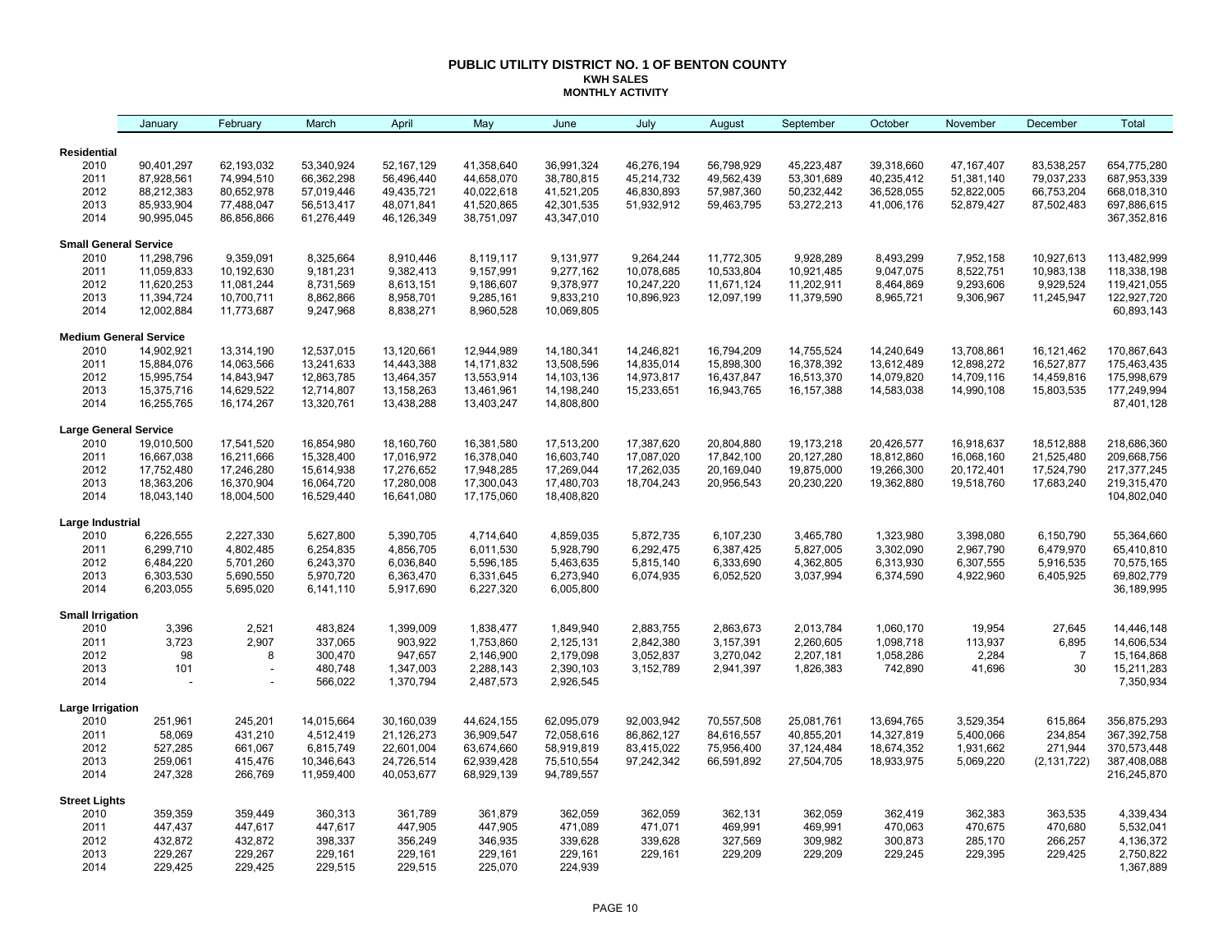# PUBLIC UTILITY DISTRICT NO. 1 OF BENTON COUNTY

## KWH SALES

### MONTHLY ACTIVITY

| | January | February | March | April | May | June | July | August | September | October | November | December | Total |
|---|---|---|---|---|---|---|---|---|---|---|---|---|---|
| **Residential** | | | | | | | | | | | | | |
| 2010 | 90,401,297 | 62,193,032 | 53,340,924 | 52,167,129 | 41,358,640 | 36,991,324 | 46,276,194 | 56,798,929 | 45,223,487 | 39,318,660 | 47,167,407 | 83,538,257 | 654,775,280 |
| 2011 | 87,928,561 | 74,994,510 | 66,362,298 | 56,496,440 | 44,658,070 | 38,780,815 | 45,214,732 | 49,562,439 | 53,301,689 | 40,235,412 | 51,381,140 | 79,037,233 | 687,953,339 |
| 2012 | 88,212,383 | 80,652,978 | 57,019,446 | 49,435,721 | 40,022,618 | 41,521,205 | 46,830,893 | 57,987,360 | 50,232,442 | 36,528,055 | 52,822,005 | 66,753,204 | 668,018,310 |
| 2013 | 85,933,904 | 77,488,047 | 56,513,417 | 48,071,841 | 41,520,865 | 42,301,535 | 51,932,912 | 59,463,795 | 53,272,213 | 41,006,176 | 52,879,427 | 87,502,483 | 697,886,615 |
| 2014 | 90,995,045 | 86,856,866 | 61,276,449 | 46,126,349 | 38,751,097 | 43,347,010 | | | | | | | 367,352,816 |
| **Small General Service** | | | | | | | | | | | | | |
| 2010 | 11,298,796 | 9,359,091 | 8,325,664 | 8,910,446 | 8,119,117 | 9,131,977 | 9,264,244 | 11,772,305 | 9,928,289 | 8,493,299 | 7,952,158 | 10,927,613 | 113,482,999 |
| 2011 | 11,059,833 | 10,192,630 | 9,181,231 | 9,382,413 | 9,157,991 | 9,277,162 | 10,078,685 | 10,533,804 | 10,921,485 | 9,047,075 | 8,522,751 | 10,983,138 | 118,338,198 |
| 2012 | 11,620,253 | 11,081,244 | 8,731,569 | 8,613,151 | 9,186,607 | 9,378,977 | 10,247,220 | 11,671,124 | 11,202,911 | 8,464,869 | 9,293,606 | 9,929,524 | 119,421,055 |
| 2013 | 11,394,724 | 10,700,711 | 8,862,866 | 8,958,701 | 9,285,161 | 9,833,210 | 10,896,923 | 12,097,199 | 11,379,590 | 8,965,721 | 9,306,967 | 11,245,947 | 122,927,720 |
| 2014 | 12,002,884 | 11,773,687 | 9,247,968 | 8,838,271 | 8,960,528 | 10,069,805 | | | | | | | 60,893,143 |
| **Medium General Service** | | | | | | | | | | | | | |
| 2010 | 14,902,921 | 13,314,190 | 12,537,015 | 13,120,661 | 12,944,989 | 14,180,341 | 14,246,821 | 16,794,209 | 14,755,524 | 14,240,649 | 13,708,861 | 16,121,462 | 170,867,643 |
| 2011 | 15,884,076 | 14,063,566 | 13,241,633 | 14,443,388 | 14,171,832 | 13,508,596 | 14,835,014 | 15,898,300 | 16,378,392 | 13,612,489 | 12,898,272 | 16,527,877 | 175,463,435 |
| 2012 | 15,995,754 | 14,843,947 | 12,863,785 | 13,464,357 | 13,553,914 | 14,103,136 | 14,973,817 | 16,437,847 | 16,513,370 | 14,079,820 | 14,709,116 | 14,459,816 | 175,998,679 |
| 2013 | 15,375,716 | 14,629,522 | 12,714,807 | 13,158,263 | 13,461,961 | 14,198,240 | 15,233,651 | 16,943,765 | 16,157,388 | 14,583,038 | 14,990,108 | 15,803,535 | 177,249,994 |
| 2014 | 16,255,765 | 16,174,267 | 13,320,761 | 13,438,288 | 13,403,247 | 14,808,800 | | | | | | | 87,401,128 |
| **Large General Service** | | | | | | | | | | | | | |
| 2010 | 19,010,500 | 17,541,520 | 16,854,980 | 18,160,760 | 16,381,580 | 17,513,200 | 17,387,620 | 20,804,880 | 19,173,218 | 20,426,577 | 16,918,637 | 18,512,888 | 218,686,360 |
| 2011 | 16,667,038 | 16,211,666 | 15,328,400 | 17,016,972 | 16,378,040 | 16,603,740 | 17,087,020 | 17,842,100 | 20,127,280 | 18,812,860 | 16,068,160 | 21,525,480 | 209,668,756 |
| 2012 | 17,752,480 | 17,246,280 | 15,614,938 | 17,276,652 | 17,948,285 | 17,269,044 | 17,262,035 | 20,169,040 | 19,875,000 | 19,266,300 | 20,172,401 | 17,524,790 | 217,377,245 |
| 2013 | 18,363,206 | 16,370,904 | 16,064,720 | 17,280,008 | 17,300,043 | 17,480,703 | 18,704,243 | 20,956,543 | 20,230,220 | 19,362,880 | 19,518,760 | 17,683,240 | 219,315,470 |
| 2014 | 18,043,140 | 18,004,500 | 16,529,440 | 16,641,080 | 17,175,060 | 18,408,820 | | | | | | | 104,802,040 |
| **Large Industrial** | | | | | | | | | | | | | |
| 2010 | 6,226,555 | 2,227,330 | 5,627,800 | 5,390,705 | 4,714,640 | 4,859,035 | 5,872,735 | 6,107,230 | 3,465,780 | 1,323,980 | 3,398,080 | 6,150,790 | 55,364,660 |
| 2011 | 6,299,710 | 4,802,485 | 6,254,835 | 4,856,705 | 6,011,530 | 5,928,790 | 6,292,475 | 6,387,425 | 5,827,005 | 3,302,090 | 2,967,790 | 6,479,970 | 65,410,810 |
| 2012 | 6,484,220 | 5,701,260 | 6,243,370 | 6,036,840 | 5,596,185 | 5,463,635 | 5,815,140 | 6,333,690 | 4,362,805 | 6,313,930 | 6,307,555 | 5,916,535 | 70,575,165 |
| 2013 | 6,303,530 | 5,690,550 | 5,970,720 | 6,363,470 | 6,331,645 | 6,273,940 | 6,074,935 | 6,052,520 | 3,037,994 | 6,374,590 | 4,922,960 | 6,405,925 | 69,802,779 |
| 2014 | 6,203,055 | 5,695,020 | 6,141,110 | 5,917,690 | 6,227,320 | 6,005,800 | | | | | | | 36,189,995 |
| **Small Irrigation** | | | | | | | | | | | | | |
| 2010 | 3,396 | 2,521 | 483,824 | 1,399,009 | 1,838,477 | 1,849,940 | 2,883,755 | 2,863,673 | 2,013,784 | 1,060,170 | 19,954 | 27,645 | 14,446,148 |
| 2011 | 3,723 | 2,907 | 337,065 | 903,922 | 1,753,860 | 2,125,131 | 2,842,380 | 3,157,391 | 2,260,605 | 1,098,718 | 113,937 | 6,895 | 14,606,534 |
| 2012 | 98 | 8 | 300,470 | 947,657 | 2,146,900 | 2,179,098 | 3,052,837 | 3,270,042 | 2,207,181 | 1,058,286 | 2,284 | 7 | 15,164,868 |
| 2013 | 101 | - | 480,748 | 1,347,003 | 2,288,143 | 2,390,103 | 3,152,789 | 2,941,397 | 1,826,383 | 742,890 | 41,696 | 30 | 15,211,283 |
| 2014 | - | - | 566,022 | 1,370,794 | 2,487,573 | 2,926,545 | | | | | | | 7,350,934 |
| **Large Irrigation** | | | | | | | | | | | | | |
| 2010 | 251,961 | 245,201 | 14,015,664 | 30,160,039 | 44,624,155 | 62,095,079 | 92,003,942 | 70,557,508 | 25,081,761 | 13,694,765 | 3,529,354 | 615,864 | 356,875,293 |
| 2011 | 58,069 | 431,210 | 4,512,419 | 21,126,273 | 36,909,547 | 72,058,616 | 86,862,127 | 84,616,557 | 40,855,201 | 14,327,819 | 5,400,066 | 234,854 | 367,392,758 |
| 2012 | 527,285 | 661,067 | 6,815,749 | 22,601,004 | 63,674,660 | 58,919,819 | 83,415,022 | 75,956,400 | 37,124,484 | 18,674,352 | 1,931,662 | 271,944 | 370,573,448 |
| 2013 | 259,061 | 415,476 | 10,346,643 | 24,726,514 | 62,939,428 | 75,510,554 | 97,242,342 | 66,591,892 | 27,504,705 | 18,933,975 | 5,069,220 | (2,131,722) | 387,408,088 |
| 2014 | 247,328 | 266,769 | 11,959,400 | 40,053,677 | 68,929,139 | 94,789,557 | | | | | | | 216,245,870 |
| **Street Lights** | | | | | | | | | | | | | |
| 2010 | 359,359 | 359,449 | 360,313 | 361,789 | 361,879 | 362,059 | 362,059 | 362,131 | 362,059 | 362,419 | 362,383 | 363,535 | 4,339,434 |
| 2011 | 447,437 | 447,617 | 447,617 | 447,905 | 447,905 | 471,089 | 471,071 | 469,991 | 469,991 | 470,063 | 470,675 | 470,680 | 5,532,041 |
| 2012 | 432,872 | 432,872 | 398,337 | 356,249 | 346,935 | 339,628 | 339,628 | 327,569 | 309,982 | 300,873 | 285,170 | 266,257 | 4,136,372 |
| 2013 | 229,267 | 229,267 | 229,161 | 229,161 | 229,161 | 229,161 | 229,161 | 229,209 | 229,209 | 229,245 | 229,395 | 229,425 | 2,750,822 |
| 2014 | 229,425 | 229,425 | 229,515 | 229,515 | 225,070 | 224,939 | | | | | | | 1,367,889 |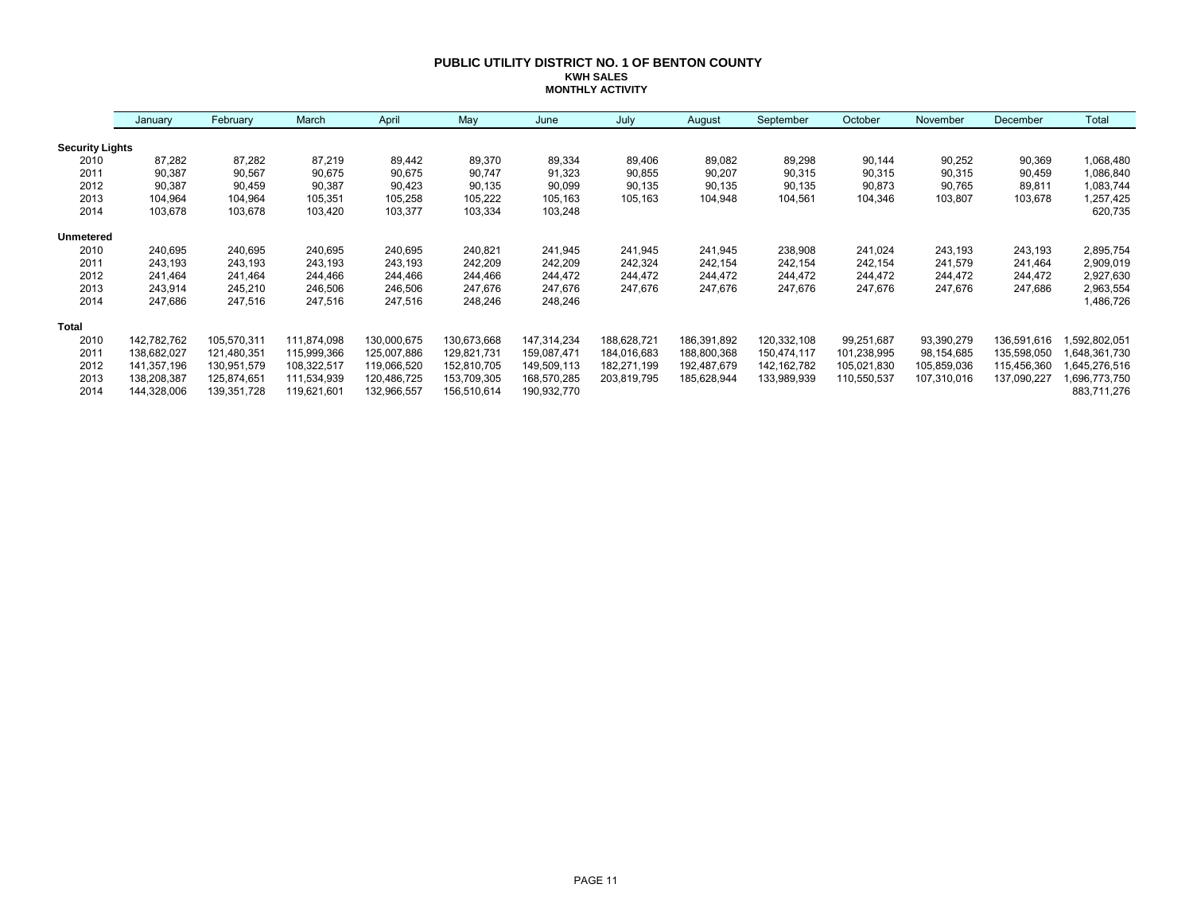# PUBLIC UTILITY DISTRICT NO. 1 OF BENTON COUNTY

### KWH SALES

### MONTHLY ACTIVITY

| | January | February | March | April | May | June | July | August | September | October | November | December | Total |
|---|---|---|---|---|---|---|---|---|---|---|---|---|---|
| **Security Lights** | | | | | | | | | | | | | |
| 2010 | 87,282 | 87,282 | 87,219 | 89,442 | 89,370 | 89,334 | 89,406 | 89,082 | 89,298 | 90,144 | 90,252 | 90,369 | 1,068,480 |
| 2011 | 90,387 | 90,567 | 90,675 | 90,675 | 90,747 | 91,323 | 90,855 | 90,207 | 90,315 | 90,315 | 90,315 | 90,459 | 1,086,840 |
| 2012 | 90,387 | 90,459 | 90,387 | 90,423 | 90,135 | 90,099 | 90,135 | 90,135 | 90,135 | 90,873 | 90,765 | 89,811 | 1,083,744 |
| 2013 | 104,964 | 104,964 | 105,351 | 105,258 | 105,222 | 105,163 | 105,163 | 104,948 | 104,561 | 104,346 | 103,807 | 103,678 | 1,257,425 |
| 2014 | 103,678 | 103,678 | 103,420 | 103,377 | 103,334 | 103,248 | | | | | | | 620,735 |
| **Unmetered** | | | | | | | | | | | | | |
| 2010 | 240,695 | 240,695 | 240,695 | 240,695 | 240,821 | 241,945 | 241,945 | 241,945 | 238,908 | 241,024 | 243,193 | 243,193 | 2,895,754 |
| 2011 | 243,193 | 243,193 | 243,193 | 243,193 | 242,209 | 242,209 | 242,324 | 242,154 | 242,154 | 242,154 | 241,579 | 241,464 | 2,909,019 |
| 2012 | 241,464 | 241,464 | 244,466 | 244,466 | 244,466 | 244,472 | 244,472 | 244,472 | 244,472 | 244,472 | 244,472 | 244,472 | 2,927,630 |
| 2013 | 243,914 | 245,210 | 246,506 | 246,506 | 247,676 | 247,676 | 247,676 | 247,676 | 247,676 | 247,676 | 247,676 | 247,686 | 2,963,554 |
| 2014 | 247,686 | 247,516 | 247,516 | 247,516 | 248,246 | 248,246 | | | | | | | 1,486,726 |
| **Total** | | | | | | | | | | | | | |
| 2010 | 142,782,762 | 105,570,311 | 111,874,098 | 130,000,675 | 130,673,668 | 147,314,234 | 188,628,721 | 186,391,892 | 120,332,108 | 99,251,687 | 93,390,279 | 136,591,616 | 1,592,802,051 |
| 2011 | 138,682,027 | 121,480,351 | 115,999,366 | 125,007,886 | 129,821,731 | 159,087,471 | 184,016,683 | 188,800,368 | 150,474,117 | 101,238,995 | 98,154,685 | 135,598,050 | 1,648,361,730 |
| 2012 | 141,357,196 | 130,951,579 | 108,322,517 | 119,066,520 | 152,810,705 | 149,509,113 | 182,271,199 | 192,487,679 | 142,162,782 | 105,021,830 | 105,859,036 | 115,456,360 | 1,645,276,516 |
| 2013 | 138,208,387 | 125,874,651 | 111,534,939 | 120,486,725 | 153,709,305 | 168,570,285 | 203,819,795 | 185,628,944 | 133,989,939 | 110,550,537 | 107,310,016 | 137,090,227 | 1,696,773,750 |
| 2014 | 144,328,006 | 139,351,728 | 119,621,601 | 132,966,557 | 156,510,614 | 190,932,770 | | | | | | | 883,711,276 |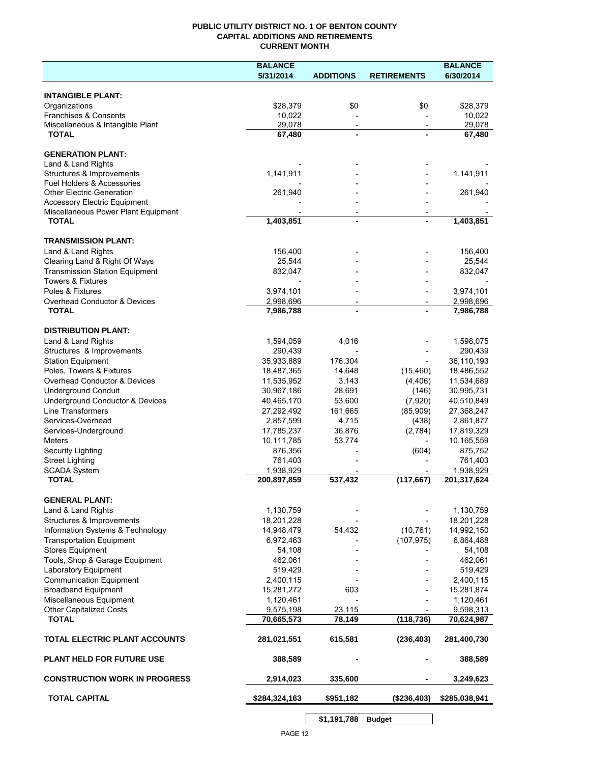# PUBLIC UTILITY DISTRICT NO. 1 OF BENTON COUNTY
## CAPITAL ADDITIONS AND RETIREMENTS
## CURRENT MONTH

| | BALANCE 5/31/2014 | ADDITIONS | RETIREMENTS | BALANCE 6/30/2014 |
|---|---|---|---|---|
| **INTANGIBLE PLANT:** | | | | |
| Organizations | $28,379 | $0 | $0 | $28,379 |
| Franchises & Consents | 10,022 | - | - | 10,022 |
| Miscellaneous & Intangible Plant | 29,078 | - | - | 29,078 |
| **TOTAL** | **67,480** | **-** | **-** | **67,480** |
| **GENERATION PLANT:** | | | | |
| Land & Land Rights | - | - | - | - |
| Structures & Improvements | 1,141,911 | - | - | 1,141,911 |
| Fuel Holders & Accessories | - | - | - | - |
| Other Electric Generation | 261,940 | - | - | 261,940 |
| Accessory Electric Equipment | - | - | - | - |
| Miscellaneous Power Plant Equipment | - | - | - | - |
| **TOTAL** | **1,403,851** | **-** | **-** | **1,403,851** |
| **TRANSMISSION PLANT:** | | | | |
| Land & Land Rights | 156,400 | - | - | 156,400 |
| Clearing Land & Right Of Ways | 25,544 | - | - | 25,544 |
| Transmission Station Equipment | 832,047 | - | - | 832,047 |
| Towers & Fixtures | - | - | - | - |
| Poles & Fixtures | 3,974,101 | - | - | 3,974,101 |
| Overhead Conductor & Devices | 2,998,696 | - | - | 2,998,696 |
| **TOTAL** | **7,986,788** | **-** | **-** | **7,986,788** |
| **DISTRIBUTION PLANT:** | | | | |
| Land & Land Rights | 1,594,059 | 4,016 | - | 1,598,075 |
| Structures & Improvements | 290,439 | - | - | 290,439 |
| Station Equipment | 35,933,889 | 176,304 | - | 36,110,193 |
| Poles, Towers & Fixtures | 18,487,365 | 14,648 | (15,460) | 18,486,552 |
| Overhead Conductor & Devices | 11,535,952 | 3,143 | (4,406) | 11,534,689 |
| Underground Conduit | 30,967,186 | 28,691 | (146) | 30,995,731 |
| Underground Conductor & Devices | 40,465,170 | 53,600 | (7,920) | 40,510,849 |
| Line Transformers | 27,292,492 | 161,665 | (85,909) | 27,368,247 |
| Services-Overhead | 2,857,599 | 4,715 | (438) | 2,861,877 |
| Services-Underground | 17,785,237 | 36,876 | (2,784) | 17,819,329 |
| Meters | 10,111,785 | 53,774 | - | 10,165,559 |
| Security Lighting | 876,356 | - | (604) | 875,752 |
| Street Lighting | 761,403 | - | - | 761,403 |
| SCADA System | 1,938,929 | - | - | 1,938,929 |
| **TOTAL** | **200,897,859** | **537,432** | **(117,667)** | **201,317,624** |
| **GENERAL PLANT:** | | | | |
| Land & Land Rights | 1,130,759 | - | - | 1,130,759 |
| Structures & Improvements | 18,201,228 | - | - | 18,201,228 |
| Information Systems & Technology | 14,948,479 | 54,432 | (10,761) | 14,992,150 |
| Transportation Equipment | 6,972,463 | - | (107,975) | 6,864,488 |
| Stores Equipment | 54,108 | - | - | 54,108 |
| Tools, Shop & Garage Equipment | 462,061 | - | - | 462,061 |
| Laboratory Equipment | 519,429 | - | - | 519,429 |
| Communication Equipment | 2,400,115 | - | - | 2,400,115 |
| Broadband Equipment | 15,281,272 | 603 | - | 15,281,874 |
| Miscellaneous Equipment | 1,120,461 | - | - | 1,120,461 |
| Other Capitalized Costs | 9,575,198 | 23,115 | - | 9,598,313 |
| **TOTAL** | **70,665,573** | **78,149** | **(118,736)** | **70,624,987** |
| **TOTAL ELECTRIC PLANT ACCOUNTS** | **281,021,551** | **615,581** | **(236,403)** | **281,400,730** |
| **PLANT HELD FOR FUTURE USE** | **388,589** | **-** | **-** | **388,589** |
| **CONSTRUCTION WORK IN PROGRESS** | **2,914,023** | **335,600** | **-** | **3,249,623** |
| **TOTAL CAPITAL** | **$284,324,163** | **$951,182** | **($236,403)** | **$285,038,941** |
| | | **$1,191,788** | **Budget** | |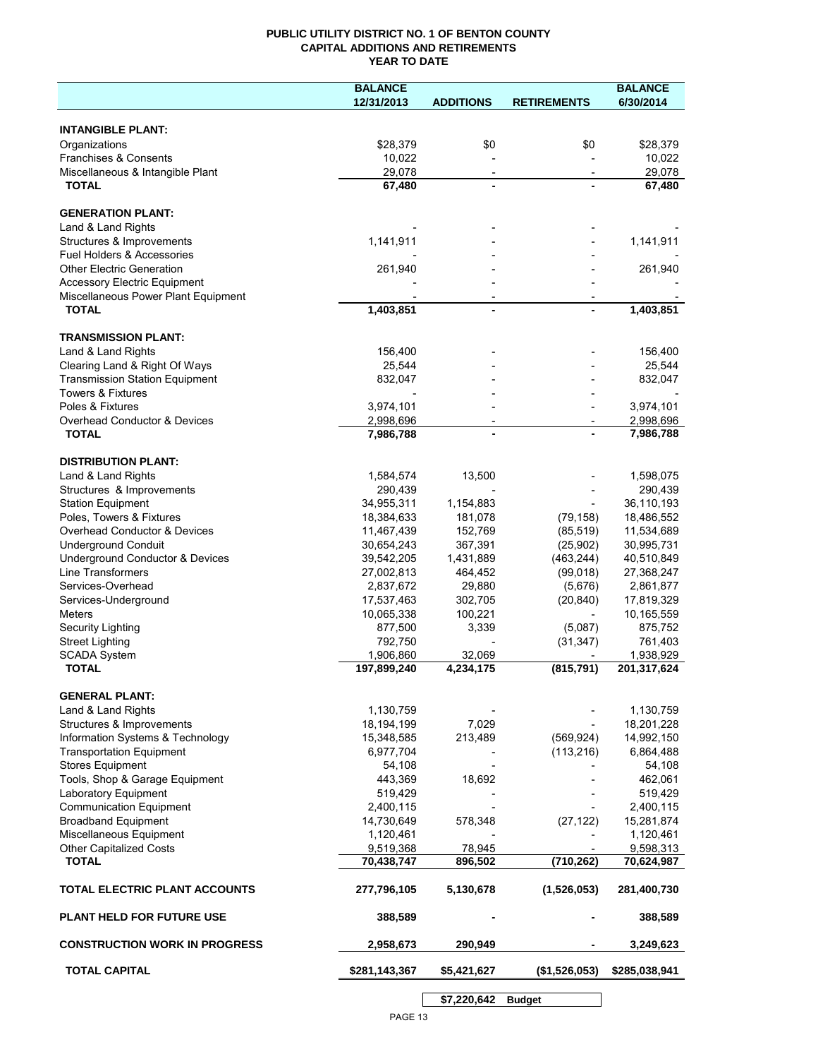# PUBLIC UTILITY DISTRICT NO. 1 OF BENTON COUNTY
## CAPITAL ADDITIONS AND RETIREMENTS
### YEAR TO DATE

| | BALANCE 12/31/2013 | ADDITIONS | RETIREMENTS | BALANCE 6/30/2014 |
|---|---|---|---|---|
| **INTANGIBLE PLANT:** | | | | |
| Organizations | $28,379 | $0 | $0 | $28,379 |
| Franchises & Consents | 10,022 | - | - | 10,022 |
| Miscellaneous & Intangible Plant | 29,078 | - | - | 29,078 |
| **TOTAL** | **67,480** | **-** | **-** | **67,480** |
| **GENERATION PLANT:** | | | | |
| Land & Land Rights | - | - | - | - |
| Structures & Improvements | 1,141,911 | - | - | 1,141,911 |
| Fuel Holders & Accessories | - | - | - | - |
| Other Electric Generation | 261,940 | - | - | 261,940 |
| Accessory Electric Equipment | - | - | - | - |
| Miscellaneous Power Plant Equipment | - | - | - | - |
| **TOTAL** | **1,403,851** | **-** | **-** | **1,403,851** |
| **TRANSMISSION PLANT:** | | | | |
| Land & Land Rights | 156,400 | - | - | 156,400 |
| Clearing Land & Right Of Ways | 25,544 | - | - | 25,544 |
| Transmission Station Equipment | 832,047 | - | - | 832,047 |
| Towers & Fixtures | - | - | - | - |
| Poles & Fixtures | 3,974,101 | - | - | 3,974,101 |
| Overhead Conductor & Devices | 2,998,696 | - | - | 2,998,696 |
| **TOTAL** | **7,986,788** | **-** | **-** | **7,986,788** |
| **DISTRIBUTION PLANT:** | | | | |
| Land & Land Rights | 1,584,574 | 13,500 | - | 1,598,075 |
| Structures & Improvements | 290,439 | - | - | 290,439 |
| Station Equipment | 34,955,311 | 1,154,883 | - | 36,110,193 |
| Poles, Towers & Fixtures | 18,384,633 | 181,078 | (79,158) | 18,486,552 |
| Overhead Conductor & Devices | 11,467,439 | 152,769 | (85,519) | 11,534,689 |
| Underground Conduit | 30,654,243 | 367,391 | (25,902) | 30,995,731 |
| Underground Conductor & Devices | 39,542,205 | 1,431,889 | (463,244) | 40,510,849 |
| Line Transformers | 27,002,813 | 464,452 | (99,018) | 27,368,247 |
| Services-Overhead | 2,837,672 | 29,880 | (5,676) | 2,861,877 |
| Services-Underground | 17,537,463 | 302,705 | (20,840) | 17,819,329 |
| Meters | 10,065,338 | 100,221 | - | 10,165,559 |
| Security Lighting | 877,500 | 3,339 | (5,087) | 875,752 |
| Street Lighting | 792,750 | - | (31,347) | 761,403 |
| SCADA System | 1,906,860 | 32,069 | - | 1,938,929 |
| **TOTAL** | **197,899,240** | **4,234,175** | **(815,791)** | **201,317,624** |
| **GENERAL PLANT:** | | | | |
| Land & Land Rights | 1,130,759 | - | - | 1,130,759 |
| Structures & Improvements | 18,194,199 | 7,029 | - | 18,201,228 |
| Information Systems & Technology | 15,348,585 | 213,489 | (569,924) | 14,992,150 |
| Transportation Equipment | 6,977,704 | - | (113,216) | 6,864,488 |
| Stores Equipment | 54,108 | - | - | 54,108 |
| Tools, Shop & Garage Equipment | 443,369 | 18,692 | - | 462,061 |
| Laboratory Equipment | 519,429 | - | - | 519,429 |
| Communication Equipment | 2,400,115 | - | - | 2,400,115 |
| Broadband Equipment | 14,730,649 | 578,348 | (27,122) | 15,281,874 |
| Miscellaneous Equipment | 1,120,461 | - | - | 1,120,461 |
| Other Capitalized Costs | 9,519,368 | 78,945 | - | 9,598,313 |
| **TOTAL** | **70,438,747** | **896,502** | **(710,262)** | **70,624,987** |
| **TOTAL ELECTRIC PLANT ACCOUNTS** | **277,796,105** | **5,130,678** | **(1,526,053)** | **281,400,730** |
| **PLANT HELD FOR FUTURE USE** | **388,589** | **-** | **-** | **388,589** |
| **CONSTRUCTION WORK IN PROGRESS** | **2,958,673** | **290,949** | **-** | **3,249,623** |
| **TOTAL CAPITAL** | **$281,143,367** | **$5,421,627** | **($1,526,053)** | **$285,038,941** |
| | | **$7,220,642** | **Budget** | |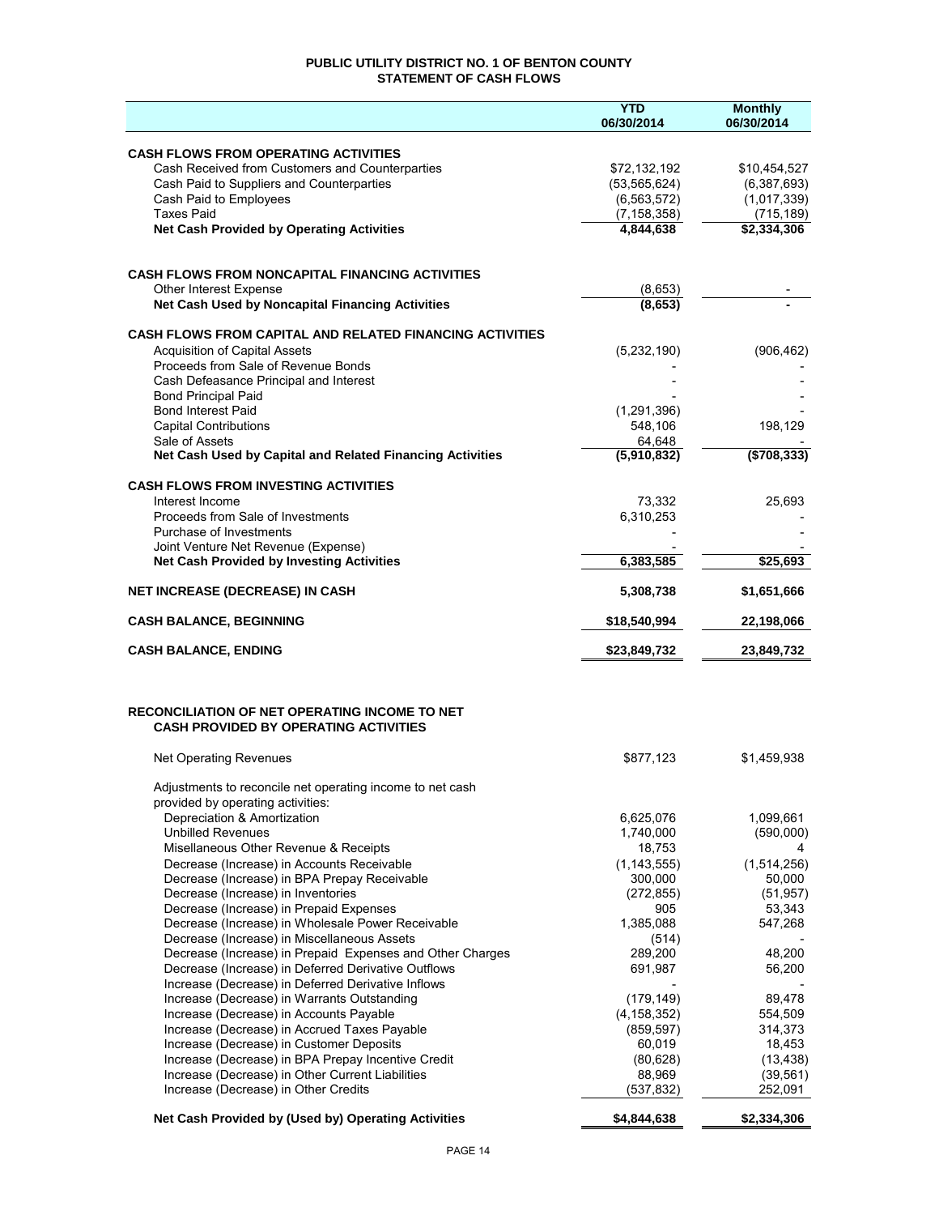# PUBLIC UTILITY DISTRICT NO. 1 OF BENTON COUNTY
## STATEMENT OF CASH FLOWS

| | YTD 06/30/2014 | Monthly 06/30/2014 |
|---|---|---|
| **CASH FLOWS FROM OPERATING ACTIVITIES** | | |
| Cash Received from Customers and Counterparties | $72,132,192 | $10,454,527 |
| Cash Paid to Suppliers and Counterparties | (53,565,624) | (6,387,693) |
| Cash Paid to Employees | (6,563,572) | (1,017,339) |
| Taxes Paid | (7,158,358) | (715,189) |
| **Net Cash Provided by Operating Activities** | **4,844,638** | **$2,334,306** |
| | | |
| **CASH FLOWS FROM NONCAPITAL FINANCING ACTIVITIES** | | |
| Other Interest Expense | (8,653) | - |
| **Net Cash Used by Noncapital Financing Activities** | **(8,653)** | **-** |
| | | |
| **CASH FLOWS FROM CAPITAL AND RELATED FINANCING ACTIVITIES** | | |
| Acquisition of Capital Assets | (5,232,190) | (906,462) |
| Proceeds from Sale of Revenue Bonds | - | - |
| Cash Defeasance Principal and Interest | - | - |
| Bond Principal Paid | - | - |
| Bond Interest Paid | (1,291,396) | - |
| Capital Contributions | 548,106 | 198,129 |
| Sale of Assets | 64,648 | - |
| **Net Cash Used by Capital and Related Financing Activities** | **(5,910,832)** | **($708,333)** |
| | | |
| **CASH FLOWS FROM INVESTING ACTIVITIES** | | |
| Interest Income | 73,332 | 25,693 |
| Proceeds from Sale of Investments | 6,310,253 | - |
| Purchase of Investments | - | - |
| Joint Venture Net Revenue (Expense) | - | - |
| **Net Cash Provided by Investing Activities** | **6,383,585** | **$25,693** |
| | | |
| **NET INCREASE (DECREASE) IN CASH** | **5,308,738** | **$1,651,666** |
| | | |
| **CASH BALANCE, BEGINNING** | **$18,540,994** | **22,198,066** |
| | | |
| **CASH BALANCE, ENDING** | **$23,849,732** | **23,849,732** |

## RECONCILIATION OF NET OPERATING INCOME TO NET CASH PROVIDED BY OPERATING ACTIVITIES

| | YTD 06/30/2014 | Monthly 06/30/2014 |
|---|---|---|
| Net Operating Revenues | $877,123 | $1,459,938 |
| Adjustments to reconcile net operating income to net cash provided by operating activities: | | |
| Depreciation & Amortization | 6,625,076 | 1,099,661 |
| Unbilled Revenues | 1,740,000 | (590,000) |
| Misellaneous Other Revenue & Receipts | 18,753 | 4 |
| Decrease (Increase) in Accounts Receivable | (1,143,555) | (1,514,256) |
| Decrease (Increase) in BPA Prepay Receivable | 300,000 | 50,000 |
| Decrease (Increase) in Inventories | (272,855) | (51,957) |
| Decrease (Increase) in Prepaid Expenses | 905 | 53,343 |
| Decrease (Increase) in Wholesale Power Receivable | 1,385,088 | 547,268 |
| Decrease (Increase) in Miscellaneous Assets | (514) | - |
| Decrease (Increase) in Prepaid Expenses and Other Charges | 289,200 | 48,200 |
| Decrease (Increase) in Deferred Derivative Outflows | 691,987 | 56,200 |
| Increase (Decrease) in Deferred Derivative Inflows | - | - |
| Increase (Decrease) in Warrants Outstanding | (179,149) | 89,478 |
| Increase (Decrease) in Accounts Payable | (4,158,352) | 554,509 |
| Increase (Decrease) in Accrued Taxes Payable | (859,597) | 314,373 |
| Increase (Decrease) in Customer Deposits | 60,019 | 18,453 |
| Increase (Decrease) in BPA Prepay Incentive Credit | (80,628) | (13,438) |
| Increase (Decrease) in Other Current Liabilities | 88,969 | (39,561) |
| Increase (Decrease) in Other Credits | (537,832) | 252,091 |
| **Net Cash Provided by (Used by) Operating Activities** | **$4,844,638** | **$2,334,306** |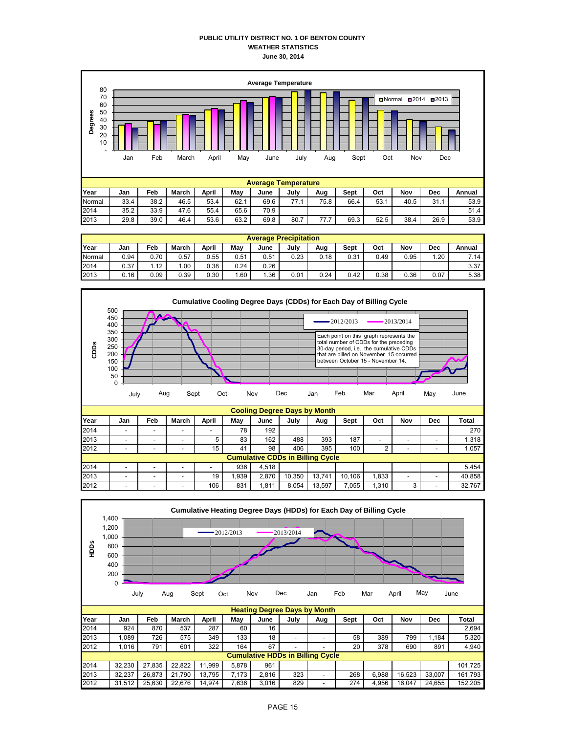# PUBLIC UTILITY DISTRICT NO. 1 OF BENTON COUNTY
## WEATHER STATISTICS
### June 30, 2014

**Average Temperature**

| Year | Jan | Feb | March | April | May | June | July | Aug | Sept | Oct | Nov | Dec | Annual |
|---|---|---|---|---|---|---|---|---|---|---|---|---|---|
| Normal | 33.4 | 38.2 | 46.5 | 53.4 | 62.1 | 69.6 | 77.1 | 75.8 | 66.4 | 53.1 | 40.5 | 31.1 | 53.9 |
| 2014 | 35.2 | 33.9 | 47.6 | 55.4 | 65.6 | 70.9 | | | | | | | 51.4 |
| 2013 | 29.8 | 39.0 | 46.4 | 53.6 | 63.2 | 69.8 | 80.7 | 77.7 | 69.3 | 52.5 | 38.4 | 26.9 | 53.9 |

**Average Precipitation**

| Year | Jan | Feb | March | April | May | June | July | Aug | Sept | Oct | Nov | Dec | Annual |
|---|---|---|---|---|---|---|---|---|---|---|---|---|---|
| Normal | 0.94 | 0.70 | 0.57 | 0.55 | 0.51 | 0.51 | 0.23 | 0.18 | 0.31 | 0.49 | 0.95 | 1.20 | 7.14 |
| 2014 | 0.37 | 1.12 | 1.00 | 0.38 | 0.24 | 0.26 | | | | | | | 3.37 |
| 2013 | 0.16 | 0.09 | 0.39 | 0.30 | 1.60 | 1.36 | 0.01 | 0.24 | 0.42 | 0.38 | 0.36 | 0.07 | 5.38 |

**Cumulative Cooling Degree Days (CDDs) for Each Day of Billing Cycle**

Each point on this graph represents the total number of CDDs for the preceding 30-day period, i.e., the cumulative CDDs that are billed on November 15 occurred between October 15 - November 14.

**Cooling Degree Days by Month**

| Year | Jan | Feb | March | April | May | June | July | Aug | Sept | Oct | Nov | Dec | Total |
|---|---|---|---|---|---|---|---|---|---|---|---|---|---|
| 2014 | - | - | - | - | 78 | 192 | | | | | | | 270 |
| 2013 | - | - | - | 5 | 83 | 162 | 488 | 393 | 187 | - | - | - | 1,318 |
| 2012 | - | - | - | 15 | 41 | 98 | 406 | 395 | 100 | 2 | - | - | 1,057 |
| **Cumulative CDDs in Billing Cycle** | | | | | | | | | | | | | |
| 2014 | - | - | - | - | 936 | 4,518 | | | | | | | 5,454 |
| 2013 | - | - | - | 19 | 1,939 | 2,870 | 10,350 | 13,741 | 10,106 | 1,833 | - | - | 40,858 |
| 2012 | - | - | - | 106 | 831 | 1,811 | 8,054 | 13,597 | 7,055 | 1,310 | 3 | - | 32,767 |

**Cumulative Heating Degree Days (HDDs) for Each Day of Billing Cycle**

**Heating Degree Days by Month**

| Year | Jan | Feb | March | April | May | June | July | Aug | Sept | Oct | Nov | Dec | Total |
|---|---|---|---|---|---|---|---|---|---|---|---|---|---|
| 2014 | 924 | 870 | 537 | 287 | 60 | 16 | | | | | | | 2,694 |
| 2013 | 1,089 | 726 | 575 | 349 | 133 | 18 | - | - | 58 | 389 | 799 | 1,184 | 5,320 |
| 2012 | 1,016 | 791 | 601 | 322 | 164 | 67 | - | - | 20 | 378 | 690 | 891 | 4,940 |
| **Cumulative HDDs in Billing Cycle** | | | | | | | | | | | | | |
| 2014 | 32,230 | 27,835 | 22,822 | 11,999 | 5,878 | 961 | | | | | | | 101,725 |
| 2013 | 32,237 | 26,873 | 21,790 | 13,795 | 7,173 | 2,816 | 323 | - | 268 | 6,988 | 16,523 | 33,007 | 161,793 |
| 2012 | 31,512 | 25,630 | 22,676 | 14,974 | 7,636 | 3,016 | 829 | - | 274 | 4,956 | 16,047 | 24,655 | 152,205 |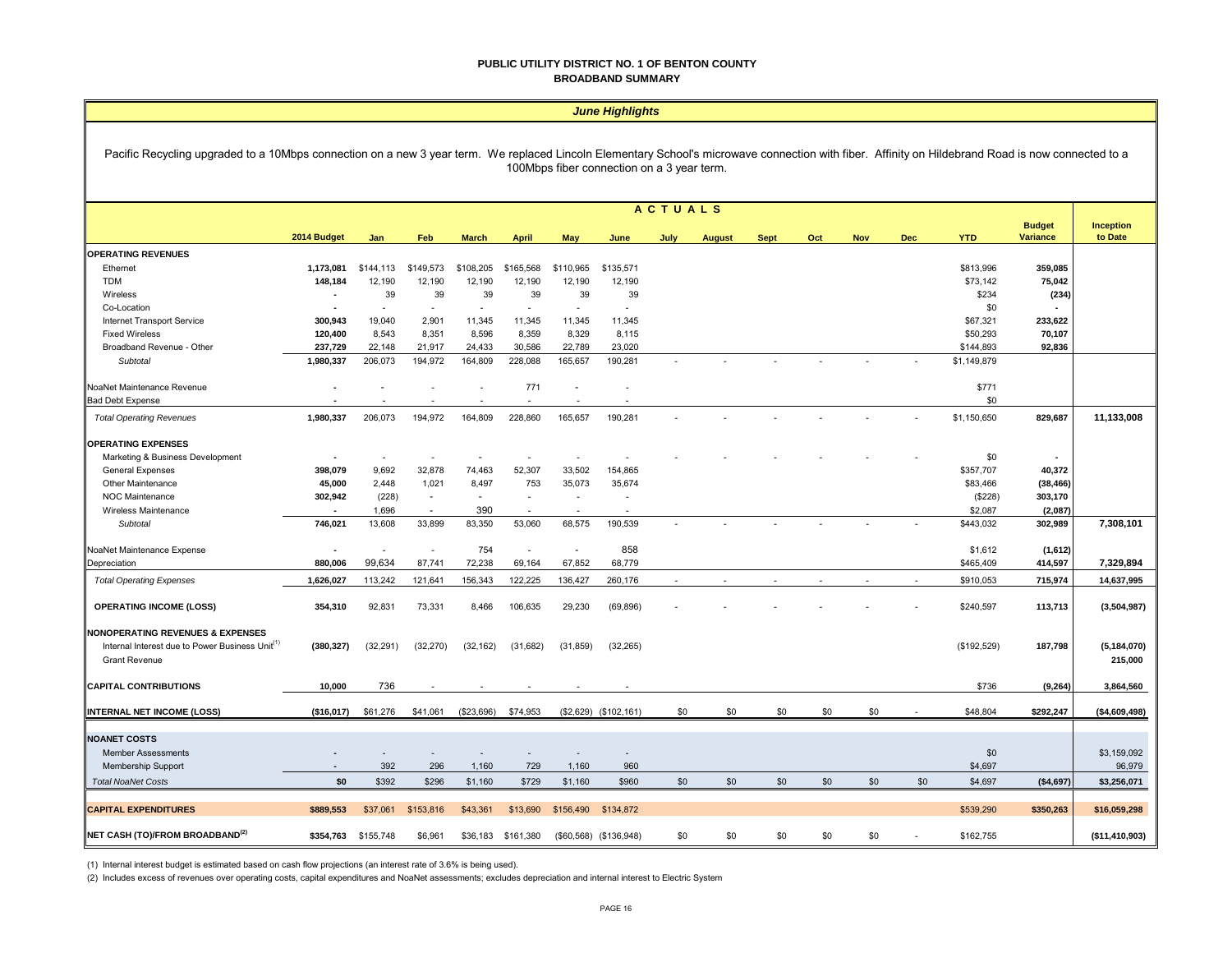**PUBLIC UTILITY DISTRICT NO. 1 OF BENTON COUNTY**
**BROADBAND SUMMARY**

*June Highlights*

Pacific Recycling upgraded to a 10Mbps connection on a new 3 year term. We replaced Lincoln Elementary School's microwave connection with fiber. Affinity on Hildebrand Road is now connected to a 100Mbps fiber connection on a 3 year term.

| | 2014 Budget | Jan | Feb | March | April | May | June | July | August | Sept | Oct | Nov | Dec | YTD | Budget Variance | Inception to Date |
|---|---|---|---|---|---|---|---|---|---|---|---|---|---|---|---|---|
| | | | | | | | ACTUALS | | | | | | | | | |
| **OPERATING REVENUES** | | | | | | | | | | | | | | | | |
| Ethernet | 1,173,081 | $144,113 | $149,573 | $108,205 | $165,568 | $110,965 | $135,571 | | | | | | | $813,996 | 359,085 | |
| TDM | 148,184 | 12,190 | 12,190 | 12,190 | 12,190 | 12,190 | 12,190 | | | | | | | $73,142 | 75,042 | |
| Wireless | - | 39 | 39 | 39 | 39 | 39 | 39 | | | | | | | $234 | (234) | |
| Co-Location | - | - | - | - | - | - | - | | | | | | | $0 | - | |
| Internet Transport Service | 300,943 | 19,040 | 2,901 | 11,345 | 11,345 | 11,345 | 11,345 | | | | | | | $67,321 | 233,622 | |
| Fixed Wireless | 120,400 | 8,543 | 8,351 | 8,596 | 8,359 | 8,329 | 8,115 | | | | | | | $50,293 | 70,107 | |
| Broadband Revenue - Other | 237,729 | 22,148 | 21,917 | 24,433 | 30,586 | 22,789 | 23,020 | | | | | | | $144,893 | 92,836 | |
| *Subtotal* | 1,980,337 | 206,073 | 194,972 | 164,809 | 228,088 | 165,657 | 190,281 | - | - | - | - | - | - | $1,149,879 | | |
| NoaNet Maintenance Revenue | - | - | - | - | 771 | - | - | | | | | | | $771 | | |
| Bad Debt Expense | - | - | - | - | - | - | - | | | | | | | $0 | | |
| *Total Operating Revenues* | 1,980,337 | 206,073 | 194,972 | 164,809 | 228,860 | 165,657 | 190,281 | - | - | - | - | - | - | $1,150,650 | 829,687 | 11,133,008 |
| **OPERATING EXPENSES** | | | | | | | | | | | | | | | | |
| Marketing & Business Development | - | - | - | - | - | - | - | - | - | - | - | - | - | $0 | - | |
| General Expenses | 398,079 | 9,692 | 32,878 | 74,463 | 52,307 | 33,502 | 154,865 | | | | | | | $357,707 | 40,372 | |
| Other Maintenance | 45,000 | 2,448 | 1,021 | 8,497 | 753 | 35,073 | 35,674 | | | | | | | $83,466 | (38,466) | |
| NOC Maintenance | 302,942 | (228) | - | - | - | - | - | | | | | | | ($228) | 303,170 | |
| Wireless Maintenance | - | 1,696 | - | 390 | - | - | - | | | | | | | $2,087 | (2,087) | |
| *Subtotal* | 746,021 | 13,608 | 33,899 | 83,350 | 53,060 | 68,575 | 190,539 | - | - | - | - | - | - | $443,032 | 302,989 | 7,308,101 |
| NoaNet Maintenance Expense | - | - | - | 754 | - | - | 858 | | | | | | | $1,612 | (1,612) | |
| Depreciation | 880,006 | 99,634 | 87,741 | 72,238 | 69,164 | 67,852 | 68,779 | | | | | | | $465,409 | 414,597 | 7,329,894 |
| *Total Operating Expenses* | 1,626,027 | 113,242 | 121,641 | 156,343 | 122,225 | 136,427 | 260,176 | - | - | - | - | - | - | $910,053 | 715,974 | 14,637,995 |
| **OPERATING INCOME (LOSS)** | 354,310 | 92,831 | 73,331 | 8,466 | 106,635 | 29,230 | (69,896) | - | - | - | - | - | - | $240,597 | 113,713 | (3,504,987) |
| **NONOPERATING REVENUES & EXPENSES** | | | | | | | | | | | | | | | | |
| Internal Interest due to Power Business Unit(1) | (380,327) | (32,291) | (32,270) | (32,162) | (31,682) | (31,859) | (32,265) | | | | | | | ($192,529) | 187,798 | (5,184,070) |
| Grant Revenue | | | | | | | | | | | | | | | | 215,000 |
| **CAPITAL CONTRIBUTIONS** | 10,000 | 736 | - | - | - | - | - | | | | | | | $736 | (9,264) | 3,864,560 |
| **INTERNAL NET INCOME (LOSS)** | ($16,017) | $61,276 | $41,061 | ($23,696) | $74,953 | ($2,629) | ($102,161) | $0 | $0 | $0 | $0 | $0 | - | $48,804 | $292,247 | ($4,609,498) |
| **NOANET COSTS** | | | | | | | | | | | | | | | | |
| Member Assessments | - | - | - | - | - | - | - | | | | | | | $0 | | $3,159,092 |
| Membership Support | - | 392 | 296 | 1,160 | 729 | 1,160 | 960 | | | | | | | $4,697 | | 96,979 |
| *Total NoaNet Costs* | $0 | $392 | $296 | $1,160 | $729 | $1,160 | $960 | $0 | $0 | $0 | $0 | $0 | $0 | $4,697 | ($4,697) | $3,256,071 |
| **CAPITAL EXPENDITURES** | $889,553 | $37,061 | $153,816 | $43,361 | $13,690 | $156,490 | $134,872 | | | | | | | $539,290 | $350,263 | $16,059,298 |
| **NET CASH (TO)/FROM BROADBAND(2)** | $354,763 | $155,748 | $6,961 | $36,183 | $161,380 | ($60,568) | ($136,948) | $0 | $0 | $0 | $0 | $0 | - | $162,755 | | ($11,410,903) |

(1) Internal interest budget is estimated based on cash flow projections (an interest rate of 3.6% is being used).

(2) Includes excess of revenues over operating costs, capital expenditures and NoaNet assessments; excludes depreciation and internal interest to Electric System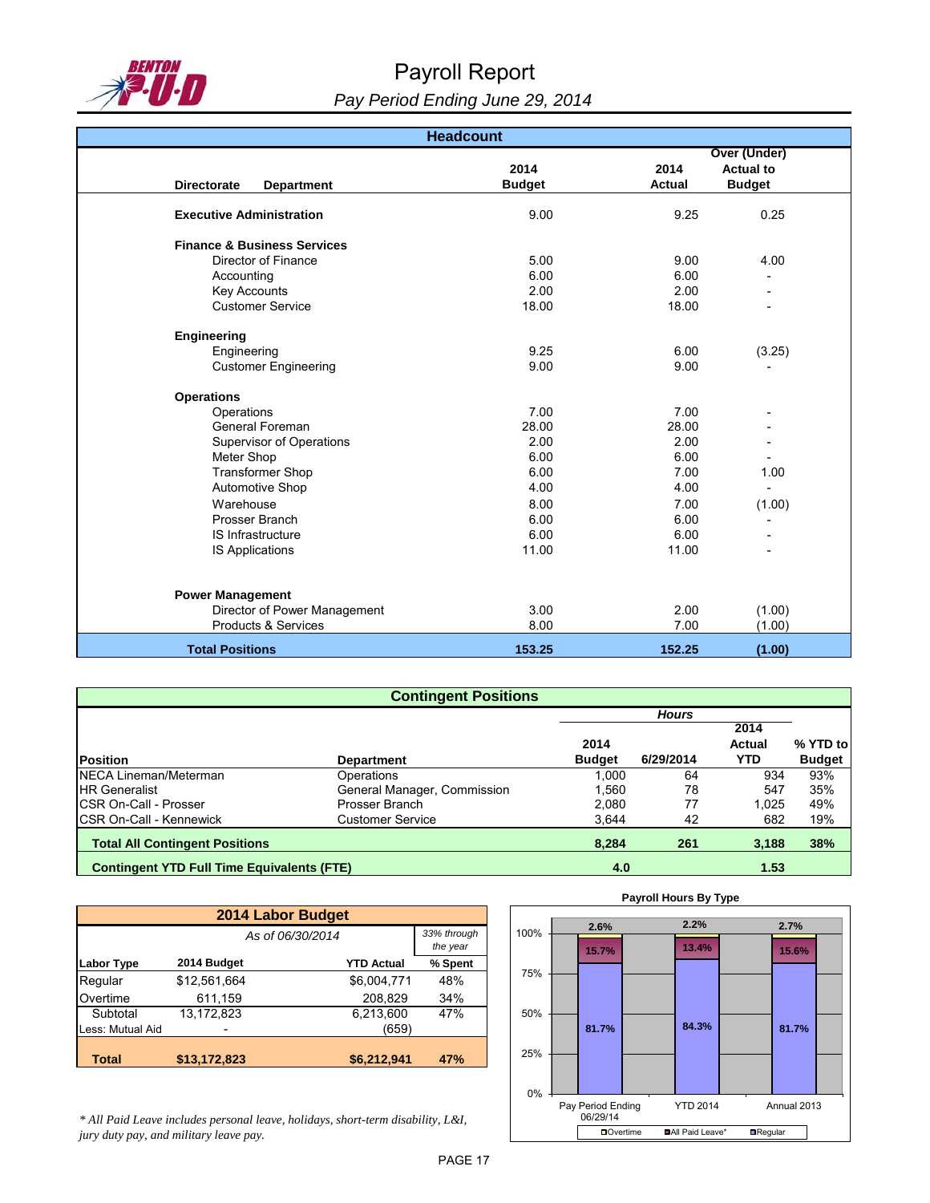# Payroll Report

*Pay Period Ending June 29, 2014*

## Headcount

| Directorate / Department | 2014 Budget | 2014 Actual | Over (Under) Actual to Budget |
|---|---|---|---|
| **Executive Administration** | 9.00 | 9.25 | 0.25 |
| **Finance & Business Services** | | | |
| Director of Finance | 5.00 | 9.00 | 4.00 |
| Accounting | 6.00 | 6.00 | - |
| Key Accounts | 2.00 | 2.00 | - |
| Customer Service | 18.00 | 18.00 | - |
| **Engineering** | | | |
| Engineering | 9.25 | 6.00 | (3.25) |
| Customer Engineering | 9.00 | 9.00 | - |
| **Operations** | | | |
| Operations | 7.00 | 7.00 | - |
| General Foreman | 28.00 | 28.00 | - |
| Supervisor of Operations | 2.00 | 2.00 | - |
| Meter Shop | 6.00 | 6.00 | - |
| Transformer Shop | 6.00 | 7.00 | 1.00 |
| Automotive Shop | 4.00 | 4.00 | - |
| Warehouse | 8.00 | 7.00 | (1.00) |
| Prosser Branch | 6.00 | 6.00 | - |
| IS Infrastructure | 6.00 | 6.00 | - |
| IS Applications | 11.00 | 11.00 | - |
| **Power Management** | | | |
| Director of Power Management | 3.00 | 2.00 | (1.00) |
| Products & Services | 8.00 | 7.00 | (1.00) |
| **Total Positions** | **153.25** | **152.25** | **(1.00)** |

## Contingent Positions

| Position | Department | Hours: 2014 Budget | Hours: 6/29/2014 | Hours: 2014 Actual YTD | % YTD to Budget |
|---|---|---|---|---|---|
| NECA Lineman/Meterman | Operations | 1,000 | 64 | 934 | 93% |
| HR Generalist | General Manager, Commission | 1,560 | 78 | 547 | 35% |
| CSR On-Call - Prosser | Prosser Branch | 2,080 | 77 | 1,025 | 49% |
| CSR On-Call - Kennewick | Customer Service | 3,644 | 42 | 682 | 19% |
| **Total All Contingent Positions** | | **8,284** | **261** | **3,188** | **38%** |
| **Contingent YTD Full Time Equivalents (FTE)** | | **4.0** | | **1.53** | |

## 2014 Labor Budget

*As of 06/30/2014*

| Labor Type | 2014 Budget | YTD Actual | % Spent (*33% through the year*) |
|---|---|---|---|
| Regular | $12,561,664 | $6,004,771 | 48% |
| Overtime | 611,159 | 208,829 | 34% |
| Subtotal | 13,172,823 | 6,213,600 | 47% |
| Less: Mutual Aid | - | (659) | |
| **Total** | **$13,172,823** | **$6,212,941** | **47%** |

**Payroll Hours By Type**

100%
75%
50%
25%
0%

Pay Period Ending 06/29/14: 2.6% / 15.7% / 81.7%
YTD 2014: 2.2% / 13.4% / 84.3%
Annual 2013: 2.7% / 15.6% / 81.7%

Overtime / All Paid Leave* / Regular

*\* All Paid Leave includes personal leave, holidays, short-term disability, L&I, jury duty pay, and military leave pay.*